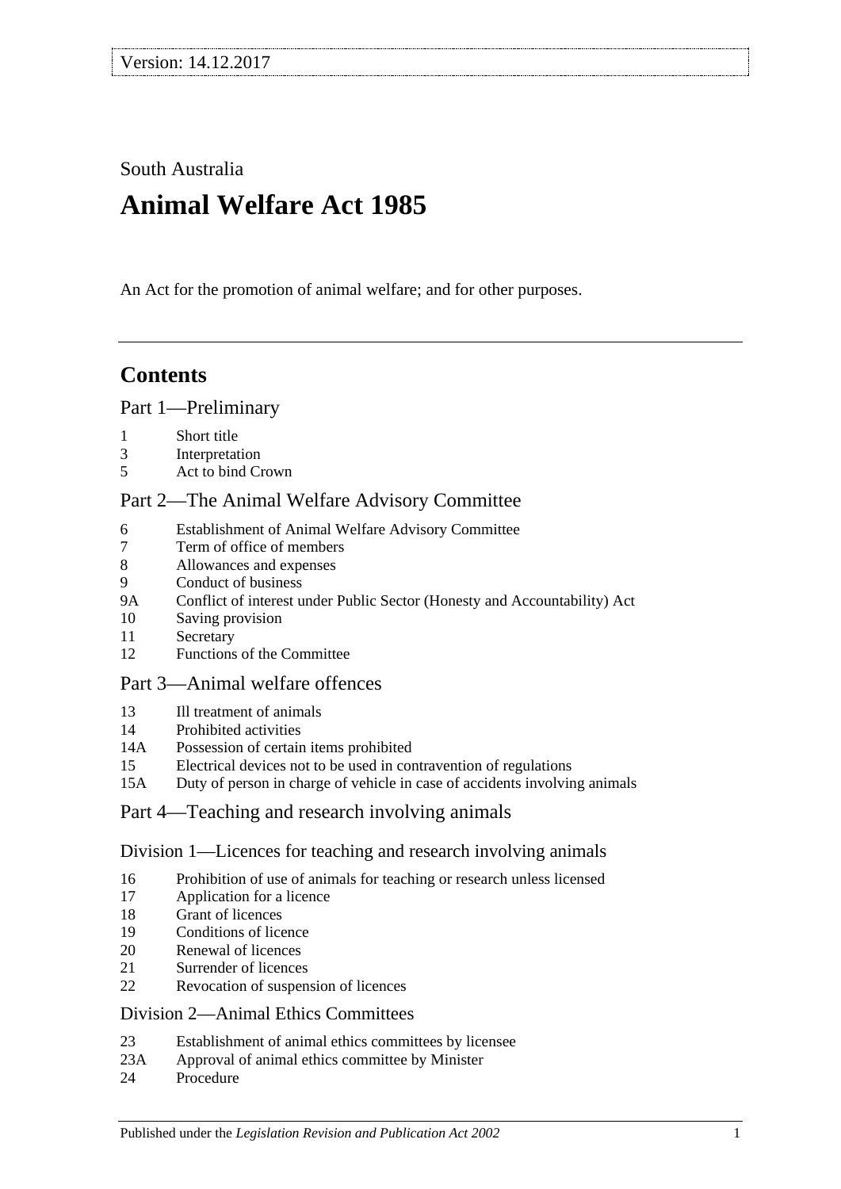Version: 14.12.2017

South Australia

# Animal Welfare Act 1985

An Act for the promotion of animal welfare; and for other purposes.

## Contents

### Part 1—Preliminary

1 Short title
3 Interpretation
5 Act to bind Crown

### Part 2—The Animal Welfare Advisory Committee

6 Establishment of Animal Welfare Advisory Committee
7 Term of office of members
8 Allowances and expenses
9 Conduct of business
9A Conflict of interest under Public Sector (Honesty and Accountability) Act
10 Saving provision
11 Secretary
12 Functions of the Committee

### Part 3—Animal welfare offences

13 Ill treatment of animals
14 Prohibited activities
14A Possession of certain items prohibited
15 Electrical devices not to be used in contravention of regulations
15A Duty of person in charge of vehicle in case of accidents involving animals

### Part 4—Teaching and research involving animals

#### Division 1—Licences for teaching and research involving animals

16 Prohibition of use of animals for teaching or research unless licensed
17 Application for a licence
18 Grant of licences
19 Conditions of licence
20 Renewal of licences
21 Surrender of licences
22 Revocation of suspension of licences

#### Division 2—Animal Ethics Committees

23 Establishment of animal ethics committees by licensee
23A Approval of animal ethics committee by Minister
24 Procedure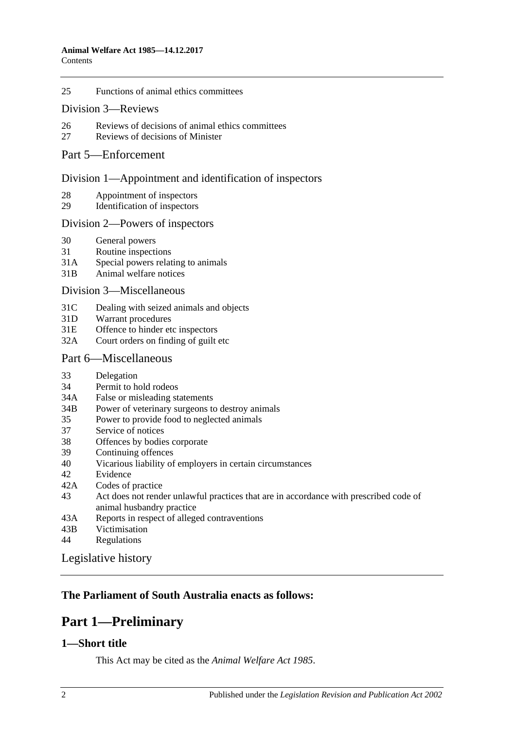25 Functions of animal ethics committees

Division 3—Reviews

26 Reviews of decisions of animal ethics committees
27 Reviews of decisions of Minister

Part 5—Enforcement

Division 1—Appointment and identification of inspectors

28 Appointment of inspectors
29 Identification of inspectors

Division 2—Powers of inspectors

30 General powers
31 Routine inspections
31A Special powers relating to animals
31B Animal welfare notices

Division 3—Miscellaneous

31C Dealing with seized animals and objects
31D Warrant procedures
31E Offence to hinder etc inspectors
32A Court orders on finding of guilt etc

Part 6—Miscellaneous

33 Delegation
34 Permit to hold rodeos
34A False or misleading statements
34B Power of veterinary surgeons to destroy animals
35 Power to provide food to neglected animals
37 Service of notices
38 Offences by bodies corporate
39 Continuing offences
40 Vicarious liability of employers in certain circumstances
42 Evidence
42A Codes of practice
43 Act does not render unlawful practices that are in accordance with prescribed code of animal husbandry practice
43A Reports in respect of alleged contraventions
43B Victimisation
44 Regulations

Legislative history

**The Parliament of South Australia enacts as follows:**

# Part 1—Preliminary

## 1—Short title

This Act may be cited as the *Animal Welfare Act 1985*.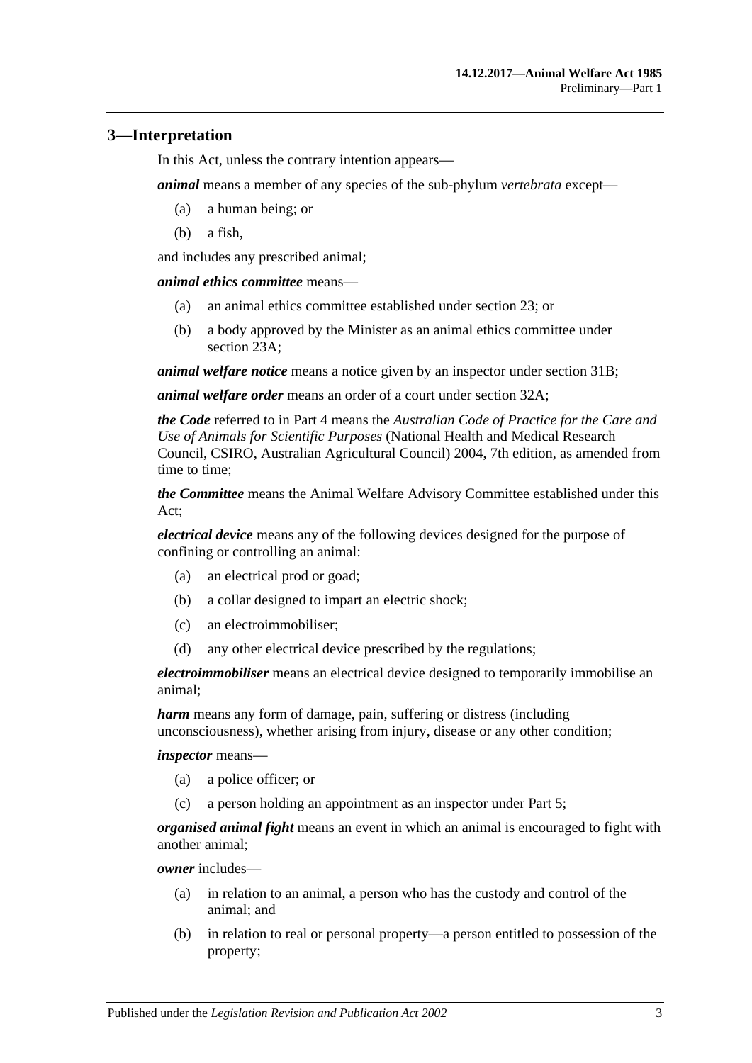## 3—Interpretation

In this Act, unless the contrary intention appears—

***animal*** means a member of any species of the sub-phylum *vertebrata* except—

(a) a human being; or

(b) a fish,

and includes any prescribed animal;

***animal ethics committee*** means—

(a) an animal ethics committee established under section 23; or

(b) a body approved by the Minister as an animal ethics committee under section 23A;

***animal welfare notice*** means a notice given by an inspector under section 31B;

***animal welfare order*** means an order of a court under section 32A;

***the Code*** referred to in Part 4 means the *Australian Code of Practice for the Care and Use of Animals for Scientific Purposes* (National Health and Medical Research Council, CSIRO, Australian Agricultural Council) 2004, 7th edition, as amended from time to time;

***the Committee*** means the Animal Welfare Advisory Committee established under this Act;

***electrical device*** means any of the following devices designed for the purpose of confining or controlling an animal:

(a) an electrical prod or goad;

(b) a collar designed to impart an electric shock;

(c) an electroimmobiliser;

(d) any other electrical device prescribed by the regulations;

***electroimmobiliser*** means an electrical device designed to temporarily immobilise an animal;

***harm*** means any form of damage, pain, suffering or distress (including unconsciousness), whether arising from injury, disease or any other condition;

***inspector*** means—

(a) a police officer; or

(c) a person holding an appointment as an inspector under Part 5;

***organised animal fight*** means an event in which an animal is encouraged to fight with another animal;

***owner*** includes—

(a) in relation to an animal, a person who has the custody and control of the animal; and

(b) in relation to real or personal property—a person entitled to possession of the property;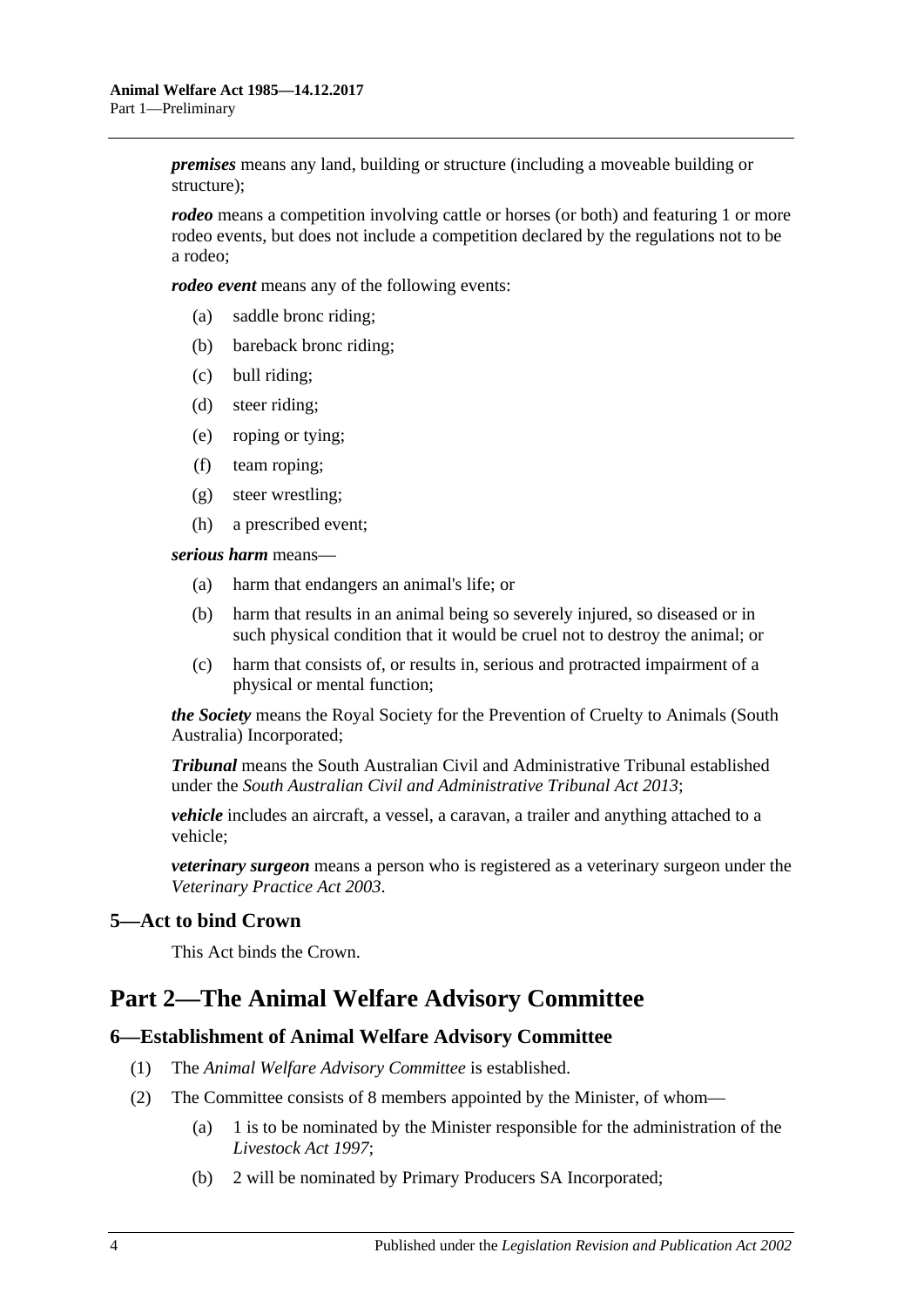***premises*** means any land, building or structure (including a moveable building or structure);

***rodeo*** means a competition involving cattle or horses (or both) and featuring 1 or more rodeo events, but does not include a competition declared by the regulations not to be a rodeo;

***rodeo event*** means any of the following events:

- (a) saddle bronc riding;
- (b) bareback bronc riding;
- (c) bull riding;
- (d) steer riding;
- (e) roping or tying;
- (f) team roping;
- (g) steer wrestling;
- (h) a prescribed event;

***serious harm*** means—

- (a) harm that endangers an animal's life; or
- (b) harm that results in an animal being so severely injured, so diseased or in such physical condition that it would be cruel not to destroy the animal; or
- (c) harm that consists of, or results in, serious and protracted impairment of a physical or mental function;

***the Society*** means the Royal Society for the Prevention of Cruelty to Animals (South Australia) Incorporated;

***Tribunal*** means the South Australian Civil and Administrative Tribunal established under the *South Australian Civil and Administrative Tribunal Act 2013*;

***vehicle*** includes an aircraft, a vessel, a caravan, a trailer and anything attached to a vehicle;

***veterinary surgeon*** means a person who is registered as a veterinary surgeon under the *Veterinary Practice Act 2003*.

### 5—Act to bind Crown

This Act binds the Crown.

## Part 2—The Animal Welfare Advisory Committee

### 6—Establishment of Animal Welfare Advisory Committee

(1) The *Animal Welfare Advisory Committee* is established.

(2) The Committee consists of 8 members appointed by the Minister, of whom—

- (a) 1 is to be nominated by the Minister responsible for the administration of the *Livestock Act 1997*;
- (b) 2 will be nominated by Primary Producers SA Incorporated;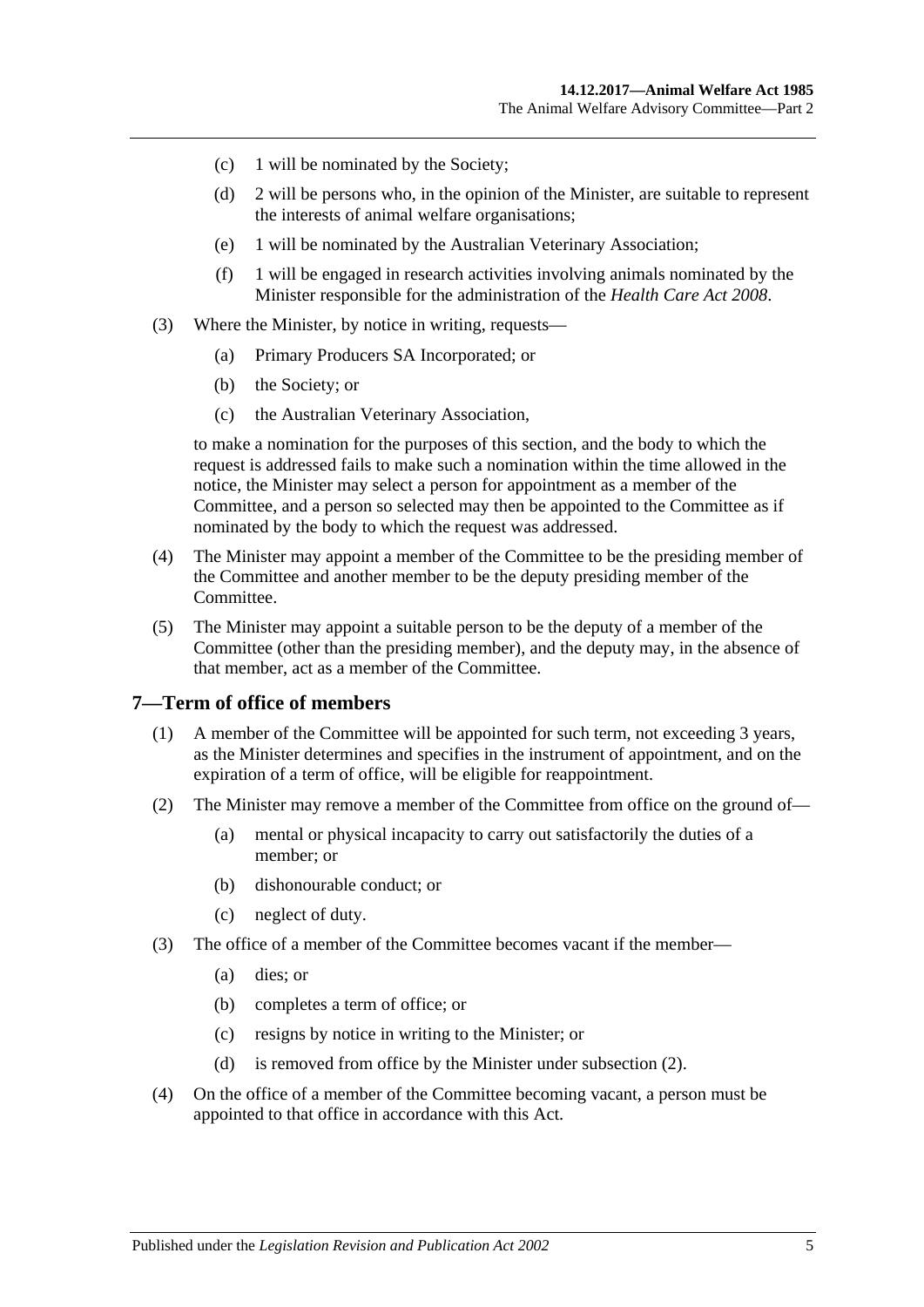(c) 1 will be nominated by the Society;

(d) 2 will be persons who, in the opinion of the Minister, are suitable to represent the interests of animal welfare organisations;

(e) 1 will be nominated by the Australian Veterinary Association;

(f) 1 will be engaged in research activities involving animals nominated by the Minister responsible for the administration of the *Health Care Act 2008*.

(3) Where the Minister, by notice in writing, requests—

(a) Primary Producers SA Incorporated; or

(b) the Society; or

(c) the Australian Veterinary Association,

to make a nomination for the purposes of this section, and the body to which the request is addressed fails to make such a nomination within the time allowed in the notice, the Minister may select a person for appointment as a member of the Committee, and a person so selected may then be appointed to the Committee as if nominated by the body to which the request was addressed.

(4) The Minister may appoint a member of the Committee to be the presiding member of the Committee and another member to be the deputy presiding member of the Committee.

(5) The Minister may appoint a suitable person to be the deputy of a member of the Committee (other than the presiding member), and the deputy may, in the absence of that member, act as a member of the Committee.

## 7—Term of office of members

(1) A member of the Committee will be appointed for such term, not exceeding 3 years, as the Minister determines and specifies in the instrument of appointment, and on the expiration of a term of office, will be eligible for reappointment.

(2) The Minister may remove a member of the Committee from office on the ground of—

(a) mental or physical incapacity to carry out satisfactorily the duties of a member; or

(b) dishonourable conduct; or

(c) neglect of duty.

(3) The office of a member of the Committee becomes vacant if the member—

(a) dies; or

(b) completes a term of office; or

(c) resigns by notice in writing to the Minister; or

(d) is removed from office by the Minister under subsection (2).

(4) On the office of a member of the Committee becoming vacant, a person must be appointed to that office in accordance with this Act.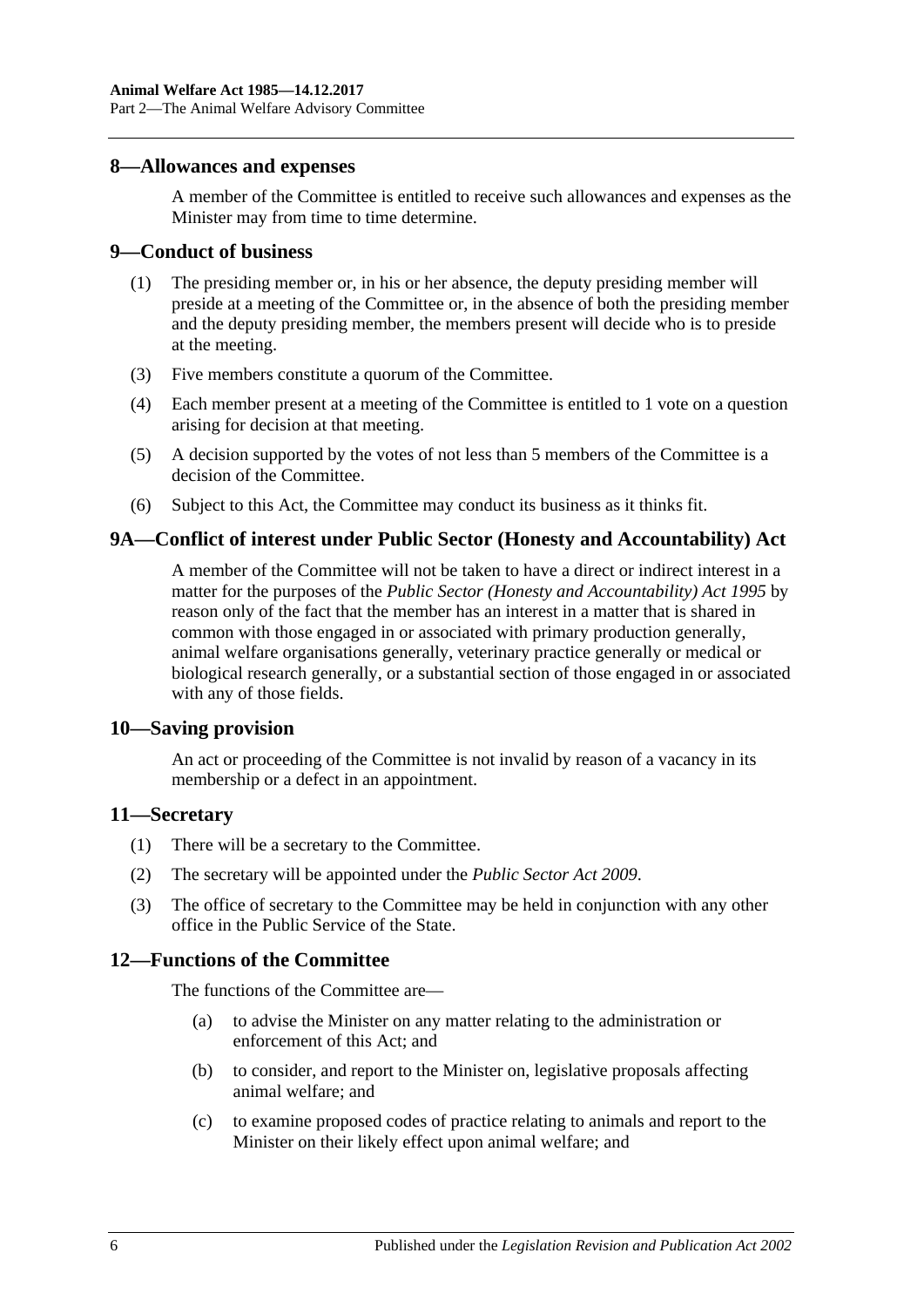## 8—Allowances and expenses

A member of the Committee is entitled to receive such allowances and expenses as the Minister may from time to time determine.

## 9—Conduct of business

(1) The presiding member or, in his or her absence, the deputy presiding member will preside at a meeting of the Committee or, in the absence of both the presiding member and the deputy presiding member, the members present will decide who is to preside at the meeting.

(3) Five members constitute a quorum of the Committee.

(4) Each member present at a meeting of the Committee is entitled to 1 vote on a question arising for decision at that meeting.

(5) A decision supported by the votes of not less than 5 members of the Committee is a decision of the Committee.

(6) Subject to this Act, the Committee may conduct its business as it thinks fit.

## 9A—Conflict of interest under Public Sector (Honesty and Accountability) Act

A member of the Committee will not be taken to have a direct or indirect interest in a matter for the purposes of the *Public Sector (Honesty and Accountability) Act 1995* by reason only of the fact that the member has an interest in a matter that is shared in common with those engaged in or associated with primary production generally, animal welfare organisations generally, veterinary practice generally or medical or biological research generally, or a substantial section of those engaged in or associated with any of those fields.

## 10—Saving provision

An act or proceeding of the Committee is not invalid by reason of a vacancy in its membership or a defect in an appointment.

## 11—Secretary

(1) There will be a secretary to the Committee.

(2) The secretary will be appointed under the *Public Sector Act 2009*.

(3) The office of secretary to the Committee may be held in conjunction with any other office in the Public Service of the State.

## 12—Functions of the Committee

The functions of the Committee are—

(a) to advise the Minister on any matter relating to the administration or enforcement of this Act; and

(b) to consider, and report to the Minister on, legislative proposals affecting animal welfare; and

(c) to examine proposed codes of practice relating to animals and report to the Minister on their likely effect upon animal welfare; and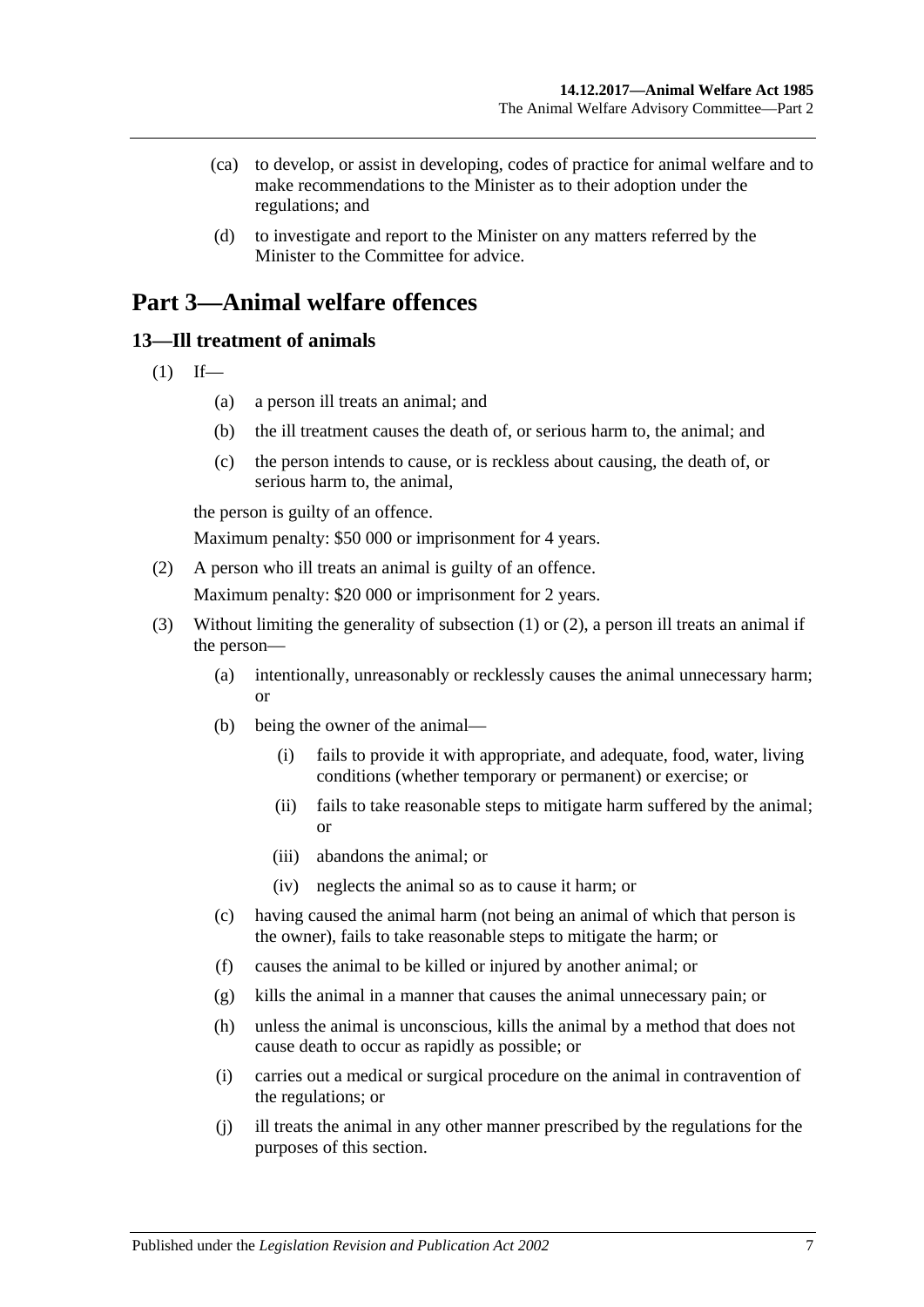(ca) to develop, or assist in developing, codes of practice for animal welfare and to make recommendations to the Minister as to their adoption under the regulations; and

(d) to investigate and report to the Minister on any matters referred by the Minister to the Committee for advice.

# Part 3—Animal welfare offences

## 13—Ill treatment of animals

(1) If—

(a) a person ill treats an animal; and

(b) the ill treatment causes the death of, or serious harm to, the animal; and

(c) the person intends to cause, or is reckless about causing, the death of, or serious harm to, the animal,

the person is guilty of an offence.

Maximum penalty: $50 000 or imprisonment for 4 years.

(2) A person who ill treats an animal is guilty of an offence.

Maximum penalty: $20 000 or imprisonment for 2 years.

(3) Without limiting the generality of subsection (1) or (2), a person ill treats an animal if the person—

(a) intentionally, unreasonably or recklessly causes the animal unnecessary harm; or

(b) being the owner of the animal—

(i) fails to provide it with appropriate, and adequate, food, water, living conditions (whether temporary or permanent) or exercise; or

(ii) fails to take reasonable steps to mitigate harm suffered by the animal; or

(iii) abandons the animal; or

(iv) neglects the animal so as to cause it harm; or

(c) having caused the animal harm (not being an animal of which that person is the owner), fails to take reasonable steps to mitigate the harm; or

(f) causes the animal to be killed or injured by another animal; or

(g) kills the animal in a manner that causes the animal unnecessary pain; or

(h) unless the animal is unconscious, kills the animal by a method that does not cause death to occur as rapidly as possible; or

(i) carries out a medical or surgical procedure on the animal in contravention of the regulations; or

(j) ill treats the animal in any other manner prescribed by the regulations for the purposes of this section.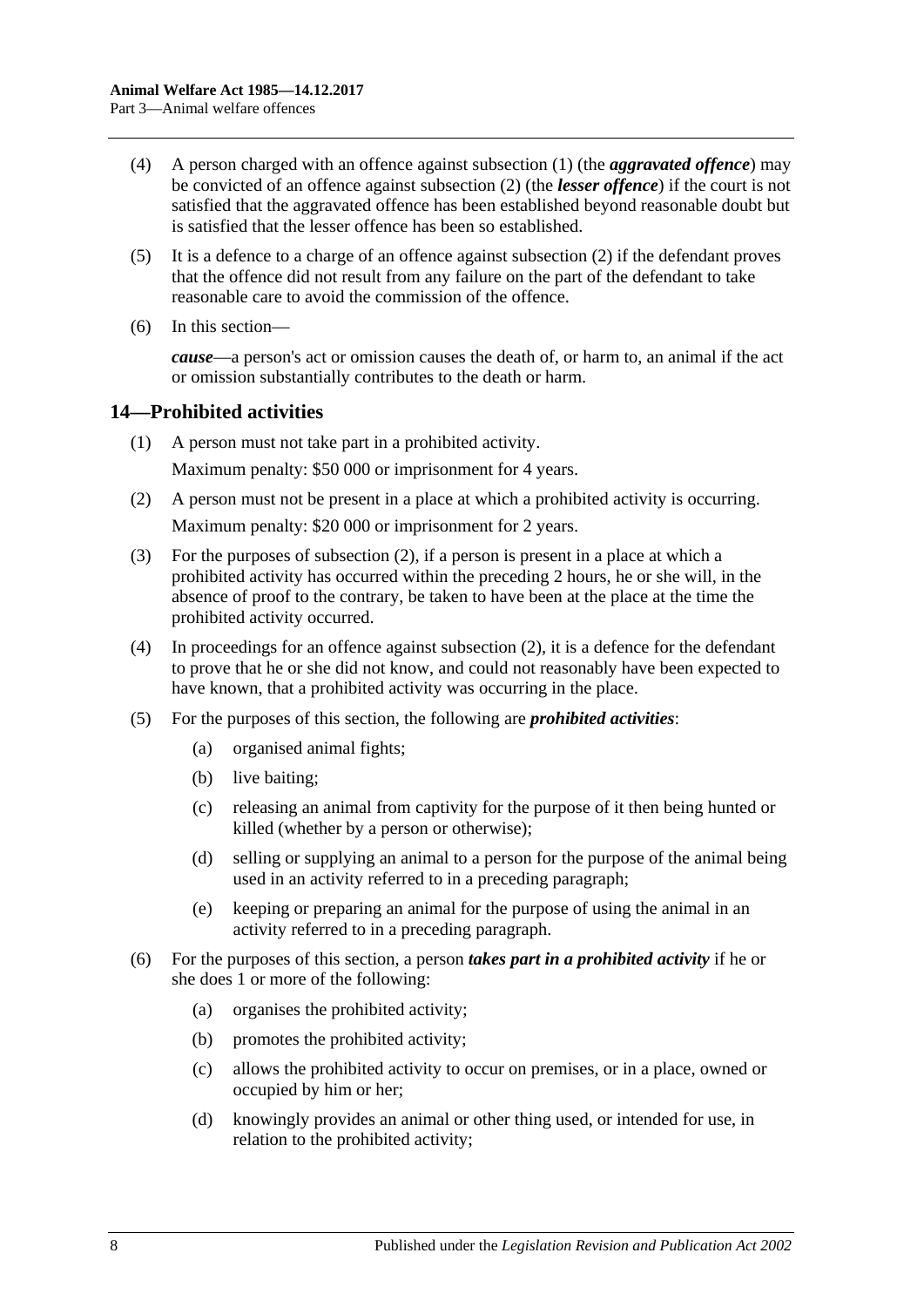(4) A person charged with an offence against subsection (1) (the ***aggravated offence***) may be convicted of an offence against subsection (2) (the ***lesser offence***) if the court is not satisfied that the aggravated offence has been established beyond reasonable doubt but is satisfied that the lesser offence has been so established.

(5) It is a defence to a charge of an offence against subsection (2) if the defendant proves that the offence did not result from any failure on the part of the defendant to take reasonable care to avoid the commission of the offence.

(6) In this section—

***cause***—a person's act or omission causes the death of, or harm to, an animal if the act or omission substantially contributes to the death or harm.

## 14—Prohibited activities

(1) A person must not take part in a prohibited activity.

Maximum penalty: $50 000 or imprisonment for 4 years.

(2) A person must not be present in a place at which a prohibited activity is occurring.

Maximum penalty: $20 000 or imprisonment for 2 years.

(3) For the purposes of subsection (2), if a person is present in a place at which a prohibited activity has occurred within the preceding 2 hours, he or she will, in the absence of proof to the contrary, be taken to have been at the place at the time the prohibited activity occurred.

(4) In proceedings for an offence against subsection (2), it is a defence for the defendant to prove that he or she did not know, and could not reasonably have been expected to have known, that a prohibited activity was occurring in the place.

(5) For the purposes of this section, the following are ***prohibited activities***:

(a) organised animal fights;

(b) live baiting;

(c) releasing an animal from captivity for the purpose of it then being hunted or killed (whether by a person or otherwise);

(d) selling or supplying an animal to a person for the purpose of the animal being used in an activity referred to in a preceding paragraph;

(e) keeping or preparing an animal for the purpose of using the animal in an activity referred to in a preceding paragraph.

(6) For the purposes of this section, a person ***takes part in a prohibited activity*** if he or she does 1 or more of the following:

(a) organises the prohibited activity;

(b) promotes the prohibited activity;

(c) allows the prohibited activity to occur on premises, or in a place, owned or occupied by him or her;

(d) knowingly provides an animal or other thing used, or intended for use, in relation to the prohibited activity;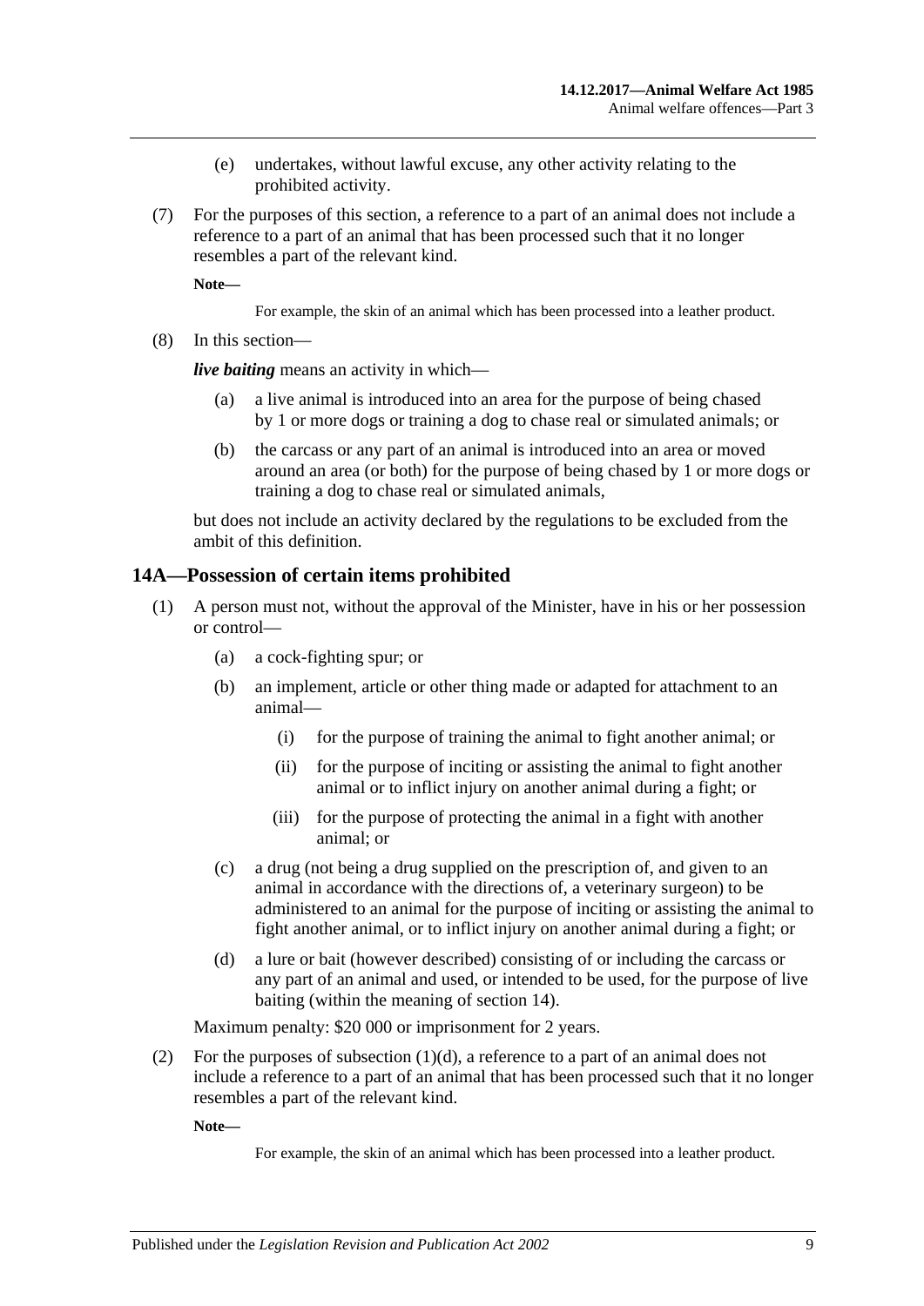(e) undertakes, without lawful excuse, any other activity relating to the prohibited activity.

(7) For the purposes of this section, a reference to a part of an animal does not include a reference to a part of an animal that has been processed such that it no longer resembles a part of the relevant kind.

**Note—**

For example, the skin of an animal which has been processed into a leather product.

(8) In this section—

***live baiting*** means an activity in which—

(a) a live animal is introduced into an area for the purpose of being chased by 1 or more dogs or training a dog to chase real or simulated animals; or

(b) the carcass or any part of an animal is introduced into an area or moved around an area (or both) for the purpose of being chased by 1 or more dogs or training a dog to chase real or simulated animals,

but does not include an activity declared by the regulations to be excluded from the ambit of this definition.

## 14A—Possession of certain items prohibited

(1) A person must not, without the approval of the Minister, have in his or her possession or control—

(a) a cock-fighting spur; or

(b) an implement, article or other thing made or adapted for attachment to an animal—

(i) for the purpose of training the animal to fight another animal; or

(ii) for the purpose of inciting or assisting the animal to fight another animal or to inflict injury on another animal during a fight; or

(iii) for the purpose of protecting the animal in a fight with another animal; or

(c) a drug (not being a drug supplied on the prescription of, and given to an animal in accordance with the directions of, a veterinary surgeon) to be administered to an animal for the purpose of inciting or assisting the animal to fight another animal, or to inflict injury on another animal during a fight; or

(d) a lure or bait (however described) consisting of or including the carcass or any part of an animal and used, or intended to be used, for the purpose of live baiting (within the meaning of section 14).

Maximum penalty: $20 000 or imprisonment for 2 years.

(2) For the purposes of subsection (1)(d), a reference to a part of an animal does not include a reference to a part of an animal that has been processed such that it no longer resembles a part of the relevant kind.

**Note—**

For example, the skin of an animal which has been processed into a leather product.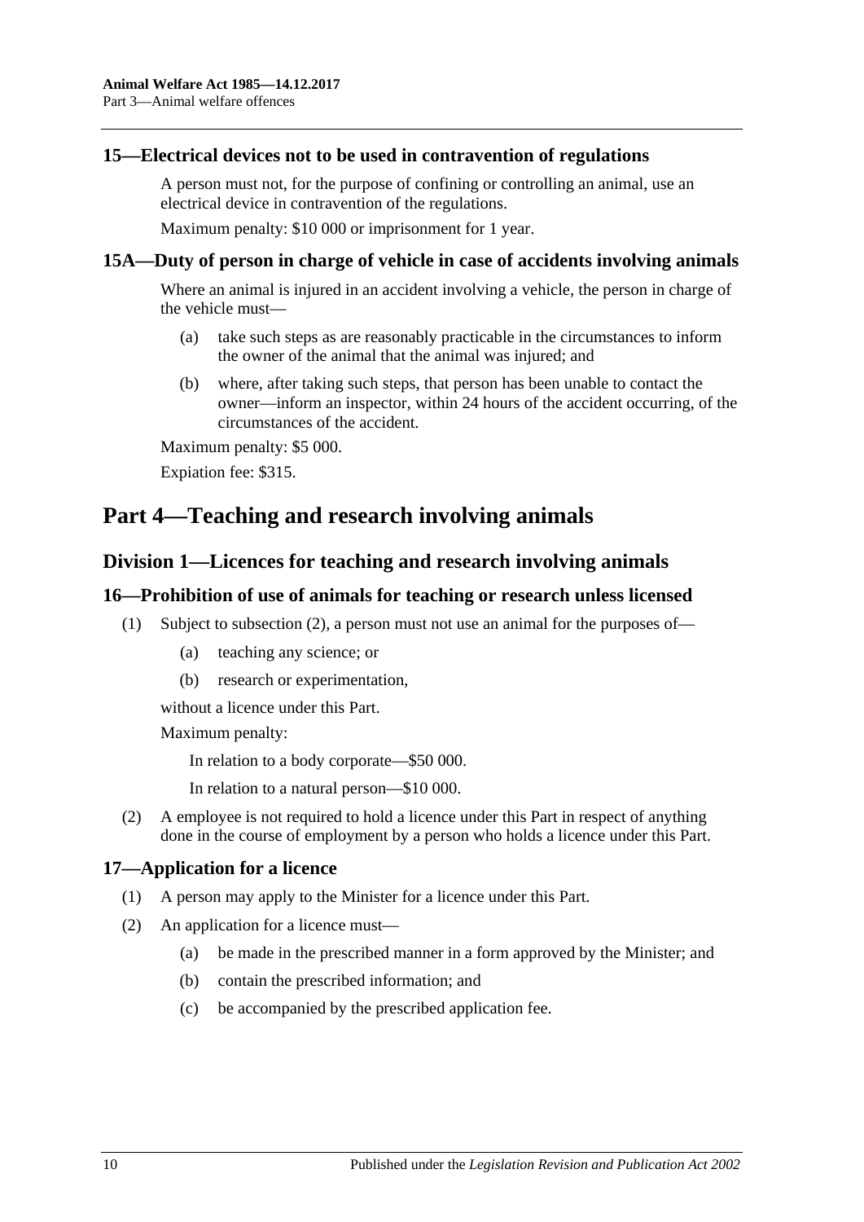### 15—Electrical devices not to be used in contravention of regulations

A person must not, for the purpose of confining or controlling an animal, use an electrical device in contravention of the regulations.

Maximum penalty: $10 000 or imprisonment for 1 year.

### 15A—Duty of person in charge of vehicle in case of accidents involving animals

Where an animal is injured in an accident involving a vehicle, the person in charge of the vehicle must—

(a) take such steps as are reasonably practicable in the circumstances to inform the owner of the animal that the animal was injured; and

(b) where, after taking such steps, that person has been unable to contact the owner—inform an inspector, within 24 hours of the accident occurring, of the circumstances of the accident.

Maximum penalty: $5 000.

Expiation fee: $315.

# Part 4—Teaching and research involving animals

## Division 1—Licences for teaching and research involving animals

### 16—Prohibition of use of animals for teaching or research unless licensed

(1) Subject to subsection (2), a person must not use an animal for the purposes of—

(a) teaching any science; or

(b) research or experimentation,

without a licence under this Part.

Maximum penalty:

In relation to a body corporate—$50 000.

In relation to a natural person—$10 000.

(2) A employee is not required to hold a licence under this Part in respect of anything done in the course of employment by a person who holds a licence under this Part.

### 17—Application for a licence

(1) A person may apply to the Minister for a licence under this Part.

(2) An application for a licence must—

(a) be made in the prescribed manner in a form approved by the Minister; and

(b) contain the prescribed information; and

(c) be accompanied by the prescribed application fee.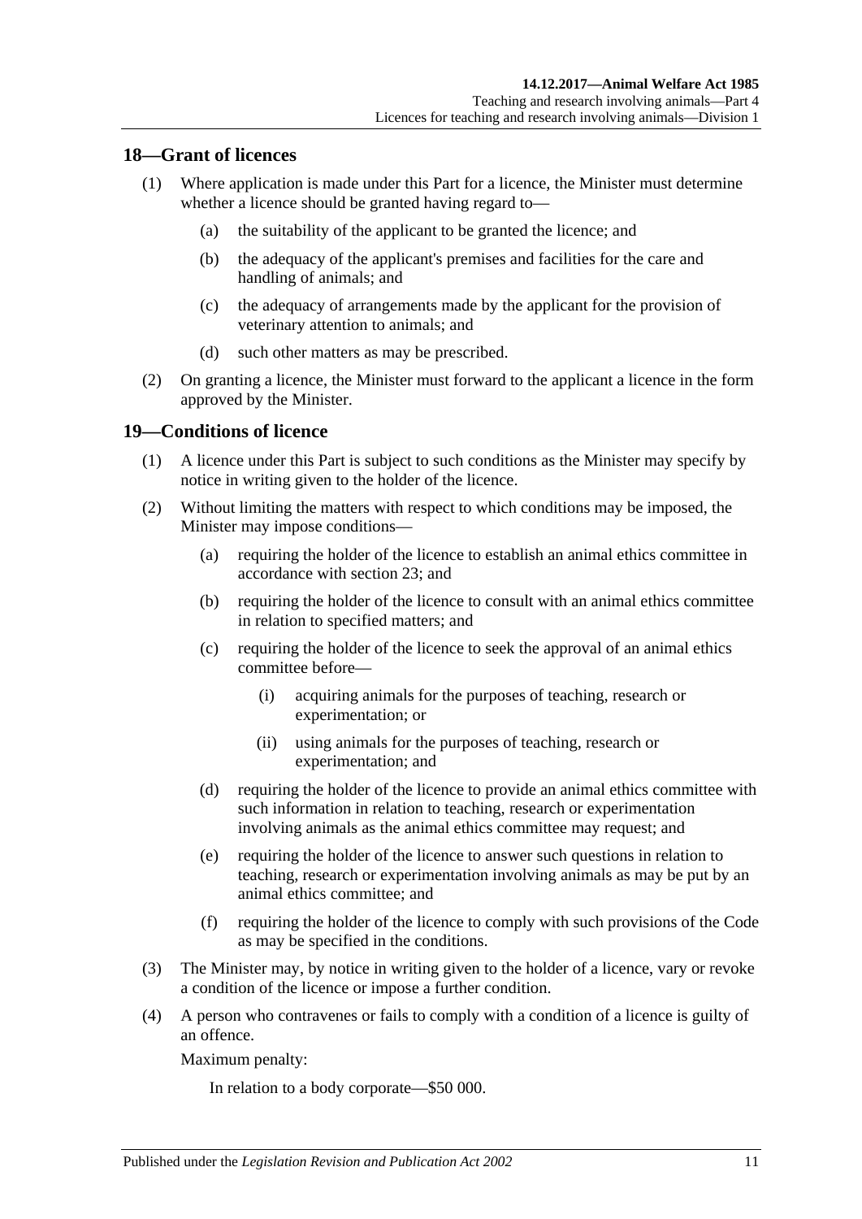## 18—Grant of licences

(1) Where application is made under this Part for a licence, the Minister must determine whether a licence should be granted having regard to—

(a) the suitability of the applicant to be granted the licence; and

(b) the adequacy of the applicant's premises and facilities for the care and handling of animals; and

(c) the adequacy of arrangements made by the applicant for the provision of veterinary attention to animals; and

(d) such other matters as may be prescribed.

(2) On granting a licence, the Minister must forward to the applicant a licence in the form approved by the Minister.

## 19—Conditions of licence

(1) A licence under this Part is subject to such conditions as the Minister may specify by notice in writing given to the holder of the licence.

(2) Without limiting the matters with respect to which conditions may be imposed, the Minister may impose conditions—

(a) requiring the holder of the licence to establish an animal ethics committee in accordance with section 23; and

(b) requiring the holder of the licence to consult with an animal ethics committee in relation to specified matters; and

(c) requiring the holder of the licence to seek the approval of an animal ethics committee before—

(i) acquiring animals for the purposes of teaching, research or experimentation; or

(ii) using animals for the purposes of teaching, research or experimentation; and

(d) requiring the holder of the licence to provide an animal ethics committee with such information in relation to teaching, research or experimentation involving animals as the animal ethics committee may request; and

(e) requiring the holder of the licence to answer such questions in relation to teaching, research or experimentation involving animals as may be put by an animal ethics committee; and

(f) requiring the holder of the licence to comply with such provisions of the Code as may be specified in the conditions.

(3) The Minister may, by notice in writing given to the holder of a licence, vary or revoke a condition of the licence or impose a further condition.

(4) A person who contravenes or fails to comply with a condition of a licence is guilty of an offence.

Maximum penalty:

In relation to a body corporate—$50 000.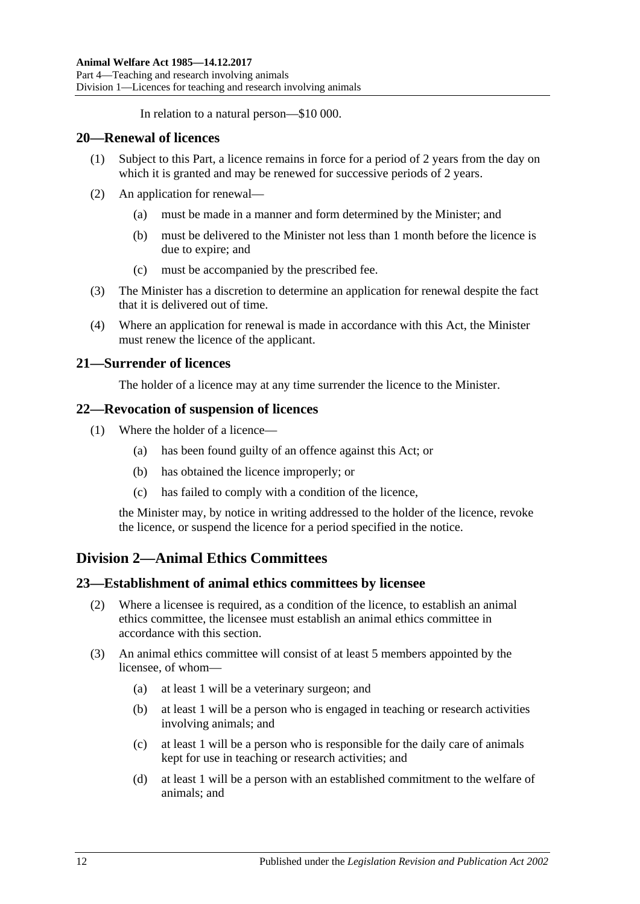In relation to a natural person—$10 000.

## 20—Renewal of licences

(1) Subject to this Part, a licence remains in force for a period of 2 years from the day on which it is granted and may be renewed for successive periods of 2 years.

(2) An application for renewal—

(a) must be made in a manner and form determined by the Minister; and

(b) must be delivered to the Minister not less than 1 month before the licence is due to expire; and

(c) must be accompanied by the prescribed fee.

(3) The Minister has a discretion to determine an application for renewal despite the fact that it is delivered out of time.

(4) Where an application for renewal is made in accordance with this Act, the Minister must renew the licence of the applicant.

## 21—Surrender of licences

The holder of a licence may at any time surrender the licence to the Minister.

## 22—Revocation of suspension of licences

(1) Where the holder of a licence—

(a) has been found guilty of an offence against this Act; or

(b) has obtained the licence improperly; or

(c) has failed to comply with a condition of the licence,

the Minister may, by notice in writing addressed to the holder of the licence, revoke the licence, or suspend the licence for a period specified in the notice.

# Division 2—Animal Ethics Committees

## 23—Establishment of animal ethics committees by licensee

(2) Where a licensee is required, as a condition of the licence, to establish an animal ethics committee, the licensee must establish an animal ethics committee in accordance with this section.

(3) An animal ethics committee will consist of at least 5 members appointed by the licensee, of whom—

(a) at least 1 will be a veterinary surgeon; and

(b) at least 1 will be a person who is engaged in teaching or research activities involving animals; and

(c) at least 1 will be a person who is responsible for the daily care of animals kept for use in teaching or research activities; and

(d) at least 1 will be a person with an established commitment to the welfare of animals; and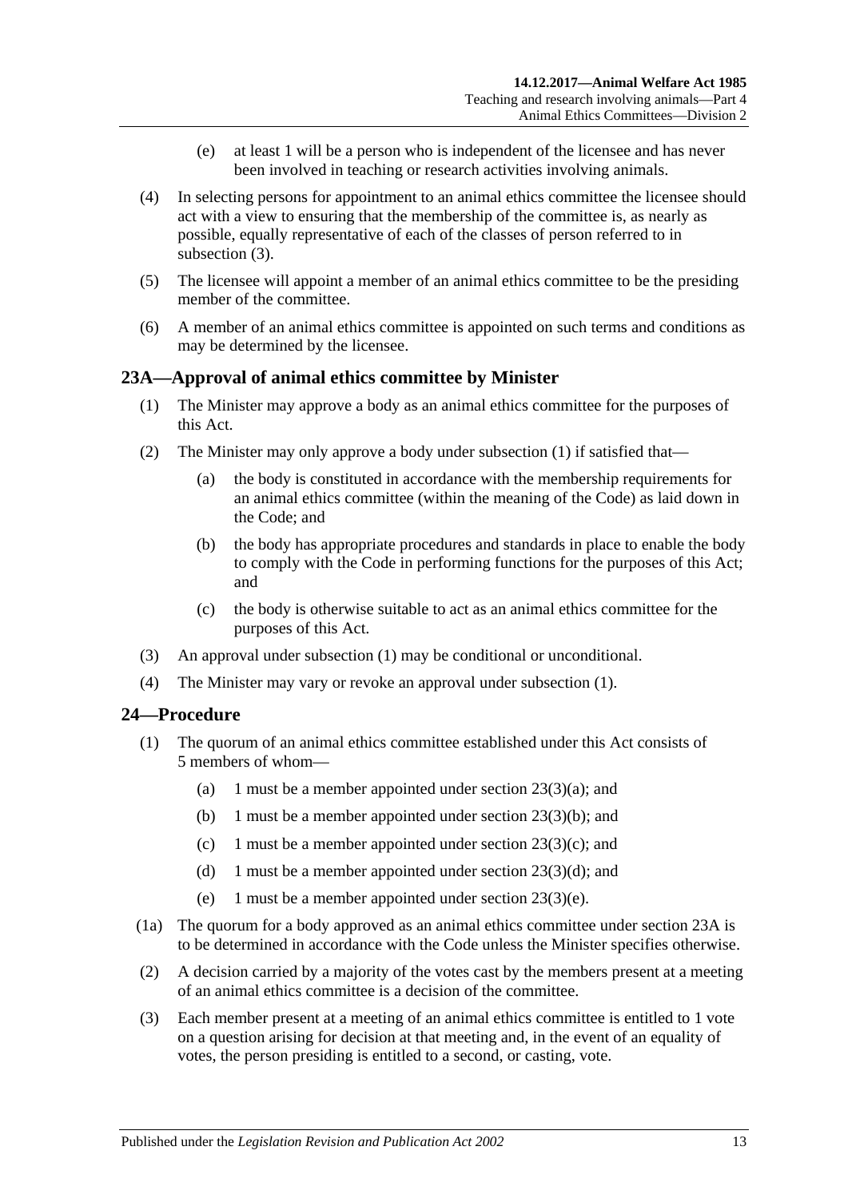(e) at least 1 will be a person who is independent of the licensee and has never been involved in teaching or research activities involving animals.

(4) In selecting persons for appointment to an animal ethics committee the licensee should act with a view to ensuring that the membership of the committee is, as nearly as possible, equally representative of each of the classes of person referred to in subsection (3).

(5) The licensee will appoint a member of an animal ethics committee to be the presiding member of the committee.

(6) A member of an animal ethics committee is appointed on such terms and conditions as may be determined by the licensee.

## 23A—Approval of animal ethics committee by Minister

(1) The Minister may approve a body as an animal ethics committee for the purposes of this Act.

(2) The Minister may only approve a body under subsection (1) if satisfied that—

(a) the body is constituted in accordance with the membership requirements for an animal ethics committee (within the meaning of the Code) as laid down in the Code; and

(b) the body has appropriate procedures and standards in place to enable the body to comply with the Code in performing functions for the purposes of this Act; and

(c) the body is otherwise suitable to act as an animal ethics committee for the purposes of this Act.

(3) An approval under subsection (1) may be conditional or unconditional.

(4) The Minister may vary or revoke an approval under subsection (1).

## 24—Procedure

(1) The quorum of an animal ethics committee established under this Act consists of 5 members of whom—

(a) 1 must be a member appointed under section 23(3)(a); and

(b) 1 must be a member appointed under section 23(3)(b); and

(c) 1 must be a member appointed under section 23(3)(c); and

(d) 1 must be a member appointed under section 23(3)(d); and

(e) 1 must be a member appointed under section 23(3)(e).

(1a) The quorum for a body approved as an animal ethics committee under section 23A is to be determined in accordance with the Code unless the Minister specifies otherwise.

(2) A decision carried by a majority of the votes cast by the members present at a meeting of an animal ethics committee is a decision of the committee.

(3) Each member present at a meeting of an animal ethics committee is entitled to 1 vote on a question arising for decision at that meeting and, in the event of an equality of votes, the person presiding is entitled to a second, or casting, vote.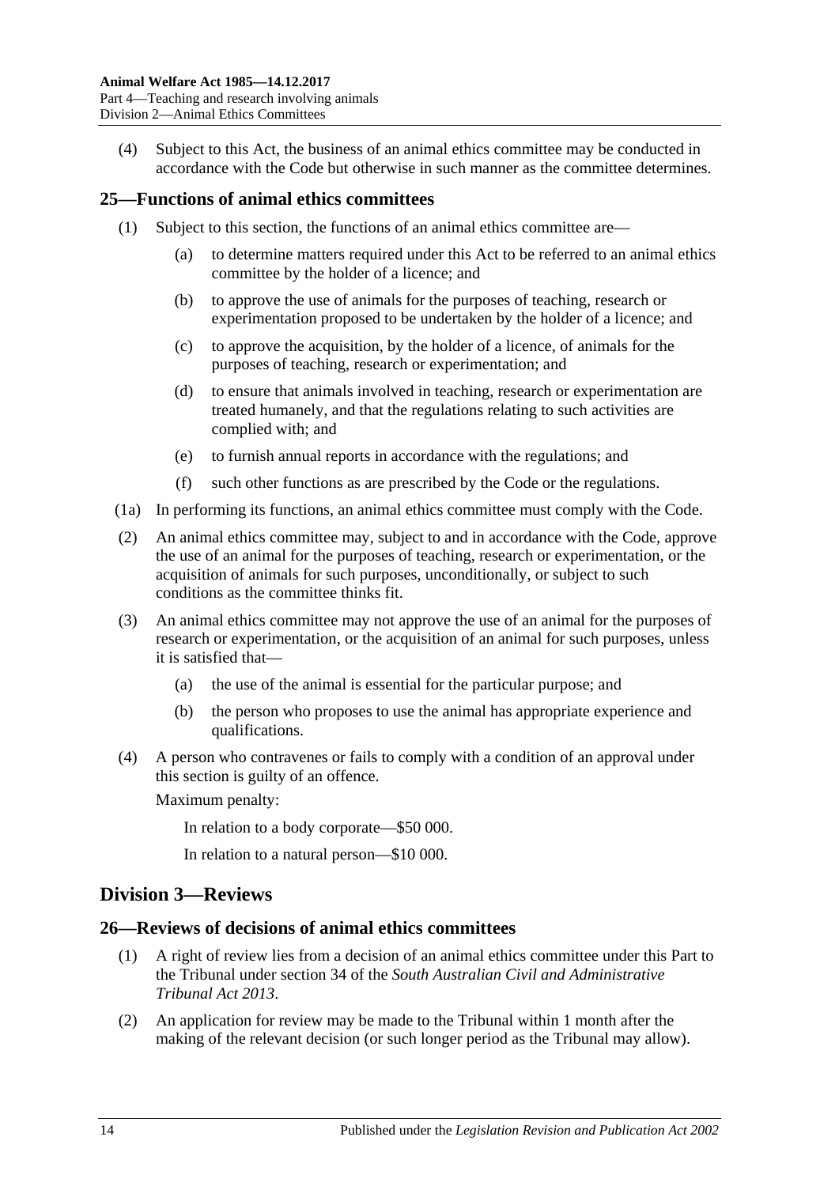(4) Subject to this Act, the business of an animal ethics committee may be conducted in accordance with the Code but otherwise in such manner as the committee determines.

## 25—Functions of animal ethics committees

(1) Subject to this section, the functions of an animal ethics committee are—

(a) to determine matters required under this Act to be referred to an animal ethics committee by the holder of a licence; and

(b) to approve the use of animals for the purposes of teaching, research or experimentation proposed to be undertaken by the holder of a licence; and

(c) to approve the acquisition, by the holder of a licence, of animals for the purposes of teaching, research or experimentation; and

(d) to ensure that animals involved in teaching, research or experimentation are treated humanely, and that the regulations relating to such activities are complied with; and

(e) to furnish annual reports in accordance with the regulations; and

(f) such other functions as are prescribed by the Code or the regulations.

(1a) In performing its functions, an animal ethics committee must comply with the Code.

(2) An animal ethics committee may, subject to and in accordance with the Code, approve the use of an animal for the purposes of teaching, research or experimentation, or the acquisition of animals for such purposes, unconditionally, or subject to such conditions as the committee thinks fit.

(3) An animal ethics committee may not approve the use of an animal for the purposes of research or experimentation, or the acquisition of an animal for such purposes, unless it is satisfied that—

(a) the use of the animal is essential for the particular purpose; and

(b) the person who proposes to use the animal has appropriate experience and qualifications.

(4) A person who contravenes or fails to comply with a condition of an approval under this section is guilty of an offence.

Maximum penalty:

In relation to a body corporate—$50 000.

In relation to a natural person—$10 000.

# Division 3—Reviews

## 26—Reviews of decisions of animal ethics committees

(1) A right of review lies from a decision of an animal ethics committee under this Part to the Tribunal under section 34 of the *South Australian Civil and Administrative Tribunal Act 2013*.

(2) An application for review may be made to the Tribunal within 1 month after the making of the relevant decision (or such longer period as the Tribunal may allow).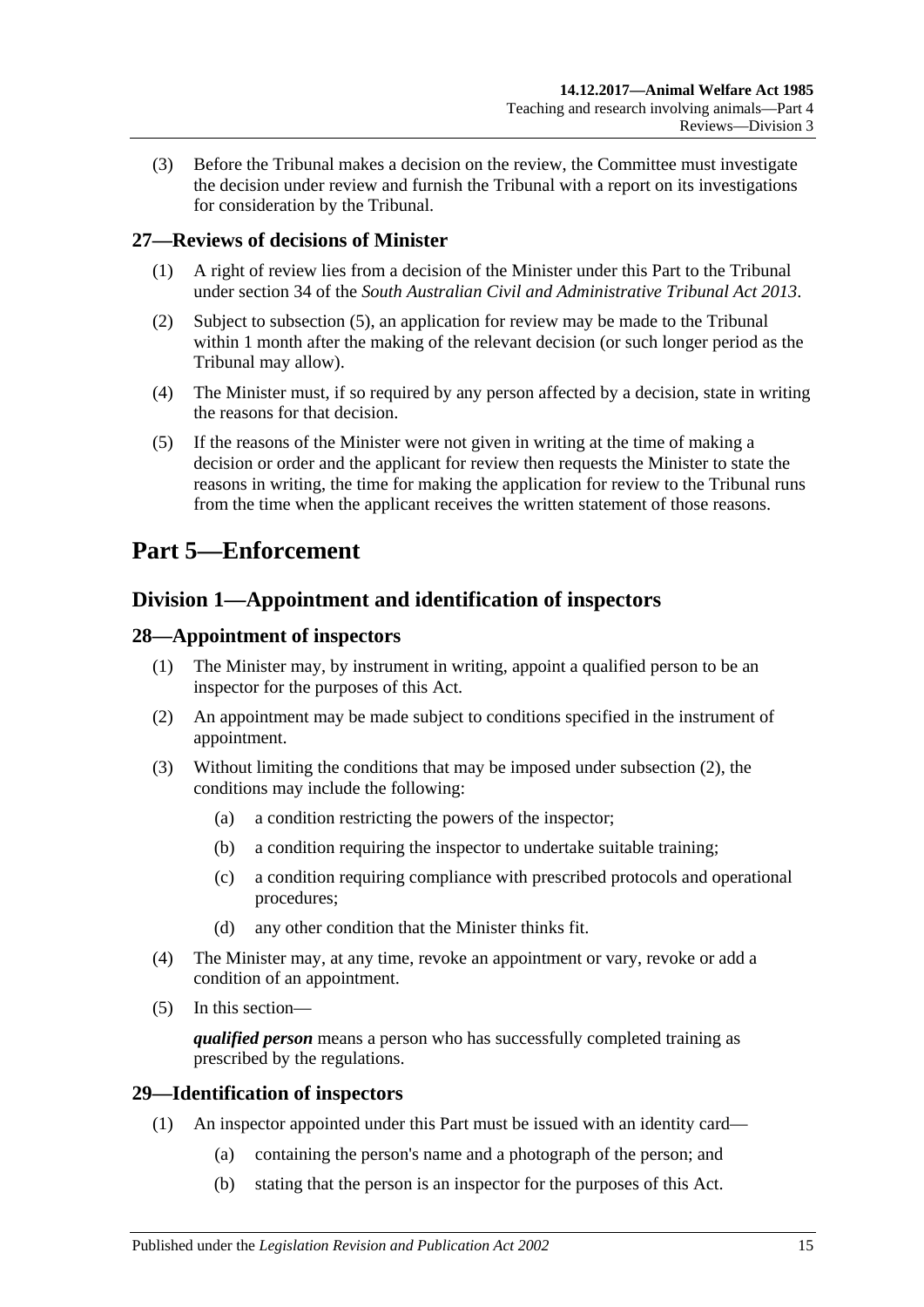(3) Before the Tribunal makes a decision on the review, the Committee must investigate the decision under review and furnish the Tribunal with a report on its investigations for consideration by the Tribunal.

### 27—Reviews of decisions of Minister

(1) A right of review lies from a decision of the Minister under this Part to the Tribunal under section 34 of the *South Australian Civil and Administrative Tribunal Act 2013*.

(2) Subject to subsection (5), an application for review may be made to the Tribunal within 1 month after the making of the relevant decision (or such longer period as the Tribunal may allow).

(4) The Minister must, if so required by any person affected by a decision, state in writing the reasons for that decision.

(5) If the reasons of the Minister were not given in writing at the time of making a decision or order and the applicant for review then requests the Minister to state the reasons in writing, the time for making the application for review to the Tribunal runs from the time when the applicant receives the written statement of those reasons.

# Part 5—Enforcement

## Division 1—Appointment and identification of inspectors

### 28—Appointment of inspectors

(1) The Minister may, by instrument in writing, appoint a qualified person to be an inspector for the purposes of this Act.

(2) An appointment may be made subject to conditions specified in the instrument of appointment.

(3) Without limiting the conditions that may be imposed under subsection (2), the conditions may include the following:

- (a) a condition restricting the powers of the inspector;
- (b) a condition requiring the inspector to undertake suitable training;
- (c) a condition requiring compliance with prescribed protocols and operational procedures;
- (d) any other condition that the Minister thinks fit.

(4) The Minister may, at any time, revoke an appointment or vary, revoke or add a condition of an appointment.

(5) In this section—

***qualified person*** means a person who has successfully completed training as prescribed by the regulations.

### 29—Identification of inspectors

(1) An inspector appointed under this Part must be issued with an identity card—

- (a) containing the person's name and a photograph of the person; and
- (b) stating that the person is an inspector for the purposes of this Act.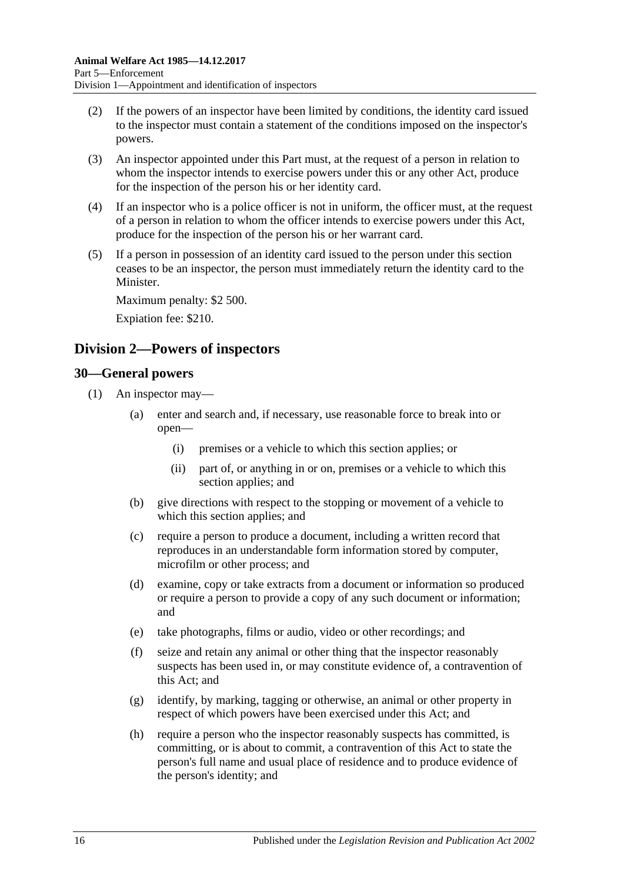(2) If the powers of an inspector have been limited by conditions, the identity card issued to the inspector must contain a statement of the conditions imposed on the inspector's powers.

(3) An inspector appointed under this Part must, at the request of a person in relation to whom the inspector intends to exercise powers under this or any other Act, produce for the inspection of the person his or her identity card.

(4) If an inspector who is a police officer is not in uniform, the officer must, at the request of a person in relation to whom the officer intends to exercise powers under this Act, produce for the inspection of the person his or her warrant card.

(5) If a person in possession of an identity card issued to the person under this section ceases to be an inspector, the person must immediately return the identity card to the Minister.

Maximum penalty: $2 500.

Expiation fee: $210.

## Division 2—Powers of inspectors

### 30—General powers

(1) An inspector may—

- (a) enter and search and, if necessary, use reasonable force to break into or open—
  - (i) premises or a vehicle to which this section applies; or
  - (ii) part of, or anything in or on, premises or a vehicle to which this section applies; and
- (b) give directions with respect to the stopping or movement of a vehicle to which this section applies; and
- (c) require a person to produce a document, including a written record that reproduces in an understandable form information stored by computer, microfilm or other process; and
- (d) examine, copy or take extracts from a document or information so produced or require a person to provide a copy of any such document or information; and
- (e) take photographs, films or audio, video or other recordings; and
- (f) seize and retain any animal or other thing that the inspector reasonably suspects has been used in, or may constitute evidence of, a contravention of this Act; and
- (g) identify, by marking, tagging or otherwise, an animal or other property in respect of which powers have been exercised under this Act; and
- (h) require a person who the inspector reasonably suspects has committed, is committing, or is about to commit, a contravention of this Act to state the person's full name and usual place of residence and to produce evidence of the person's identity; and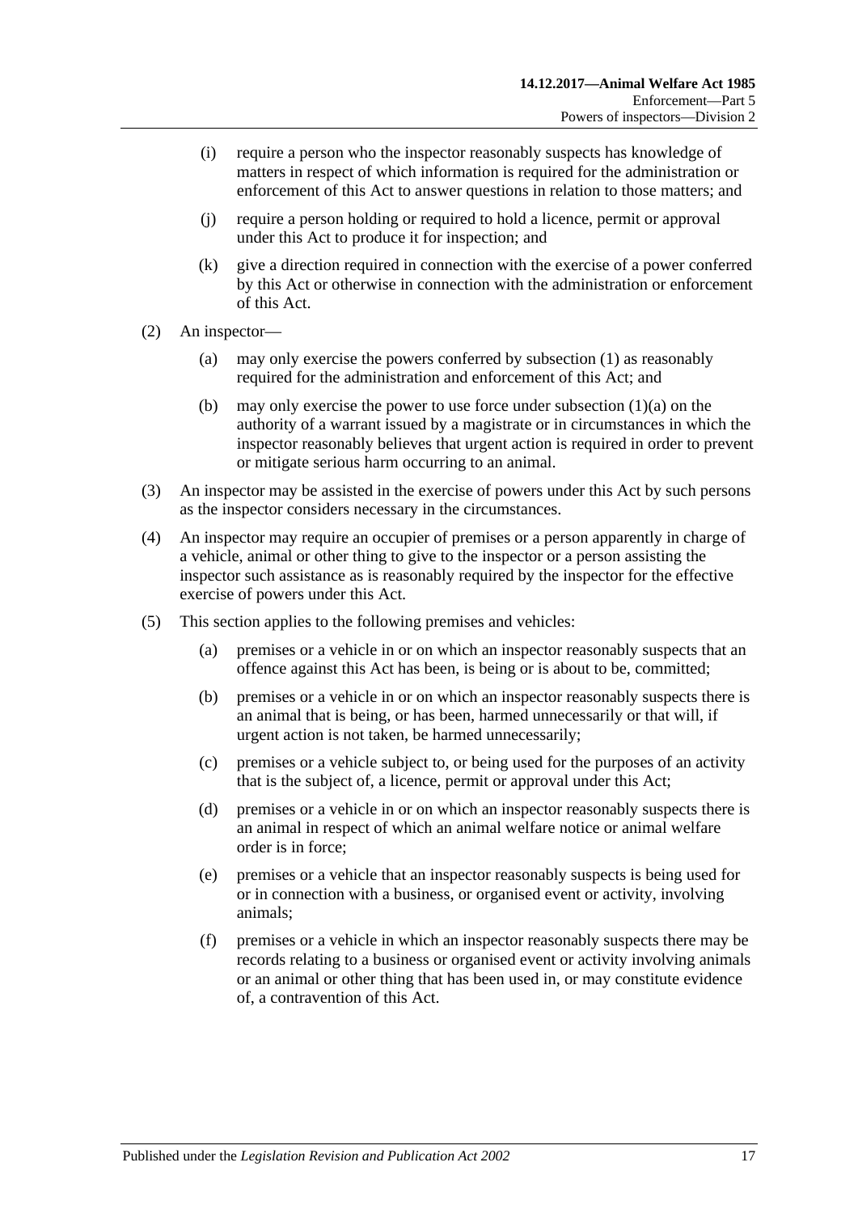(i) require a person who the inspector reasonably suspects has knowledge of matters in respect of which information is required for the administration or enforcement of this Act to answer questions in relation to those matters; and

(j) require a person holding or required to hold a licence, permit or approval under this Act to produce it for inspection; and

(k) give a direction required in connection with the exercise of a power conferred by this Act or otherwise in connection with the administration or enforcement of this Act.

(2) An inspector—

(a) may only exercise the powers conferred by subsection (1) as reasonably required for the administration and enforcement of this Act; and

(b) may only exercise the power to use force under subsection (1)(a) on the authority of a warrant issued by a magistrate or in circumstances in which the inspector reasonably believes that urgent action is required in order to prevent or mitigate serious harm occurring to an animal.

(3) An inspector may be assisted in the exercise of powers under this Act by such persons as the inspector considers necessary in the circumstances.

(4) An inspector may require an occupier of premises or a person apparently in charge of a vehicle, animal or other thing to give to the inspector or a person assisting the inspector such assistance as is reasonably required by the inspector for the effective exercise of powers under this Act.

(5) This section applies to the following premises and vehicles:

(a) premises or a vehicle in or on which an inspector reasonably suspects that an offence against this Act has been, is being or is about to be, committed;

(b) premises or a vehicle in or on which an inspector reasonably suspects there is an animal that is being, or has been, harmed unnecessarily or that will, if urgent action is not taken, be harmed unnecessarily;

(c) premises or a vehicle subject to, or being used for the purposes of an activity that is the subject of, a licence, permit or approval under this Act;

(d) premises or a vehicle in or on which an inspector reasonably suspects there is an animal in respect of which an animal welfare notice or animal welfare order is in force;

(e) premises or a vehicle that an inspector reasonably suspects is being used for or in connection with a business, or organised event or activity, involving animals;

(f) premises or a vehicle in which an inspector reasonably suspects there may be records relating to a business or organised event or activity involving animals or an animal or other thing that has been used in, or may constitute evidence of, a contravention of this Act.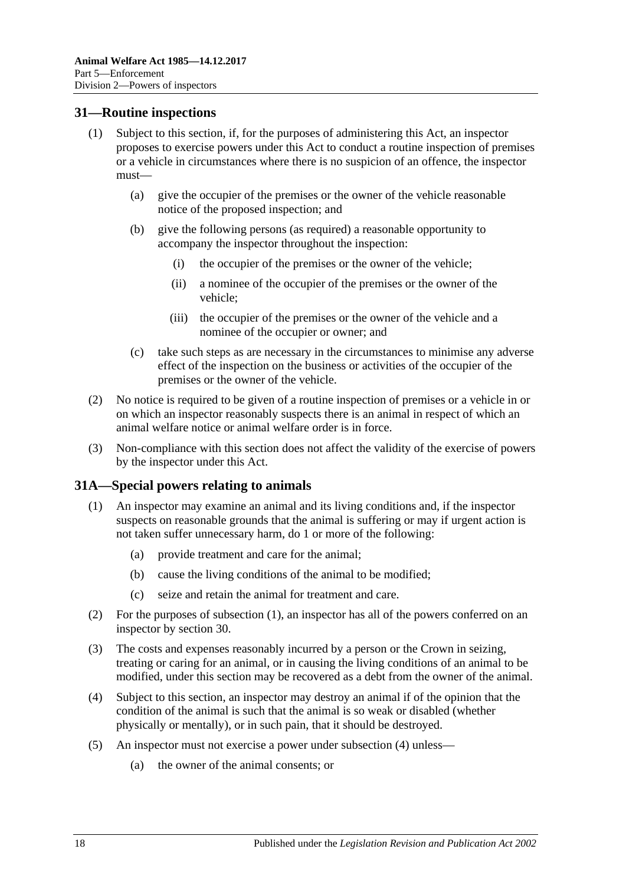## 31—Routine inspections

(1) Subject to this section, if, for the purposes of administering this Act, an inspector proposes to exercise powers under this Act to conduct a routine inspection of premises or a vehicle in circumstances where there is no suspicion of an offence, the inspector must—

   (a) give the occupier of the premises or the owner of the vehicle reasonable notice of the proposed inspection; and

   (b) give the following persons (as required) a reasonable opportunity to accompany the inspector throughout the inspection:

      (i) the occupier of the premises or the owner of the vehicle;

      (ii) a nominee of the occupier of the premises or the owner of the vehicle;

      (iii) the occupier of the premises or the owner of the vehicle and a nominee of the occupier or owner; and

   (c) take such steps as are necessary in the circumstances to minimise any adverse effect of the inspection on the business or activities of the occupier of the premises or the owner of the vehicle.

(2) No notice is required to be given of a routine inspection of premises or a vehicle in or on which an inspector reasonably suspects there is an animal in respect of which an animal welfare notice or animal welfare order is in force.

(3) Non-compliance with this section does not affect the validity of the exercise of powers by the inspector under this Act.

## 31A—Special powers relating to animals

(1) An inspector may examine an animal and its living conditions and, if the inspector suspects on reasonable grounds that the animal is suffering or may if urgent action is not taken suffer unnecessary harm, do 1 or more of the following:

   (a) provide treatment and care for the animal;

   (b) cause the living conditions of the animal to be modified;

   (c) seize and retain the animal for treatment and care.

(2) For the purposes of subsection (1), an inspector has all of the powers conferred on an inspector by section 30.

(3) The costs and expenses reasonably incurred by a person or the Crown in seizing, treating or caring for an animal, or in causing the living conditions of an animal to be modified, under this section may be recovered as a debt from the owner of the animal.

(4) Subject to this section, an inspector may destroy an animal if of the opinion that the condition of the animal is such that the animal is so weak or disabled (whether physically or mentally), or in such pain, that it should be destroyed.

(5) An inspector must not exercise a power under subsection (4) unless—

   (a) the owner of the animal consents; or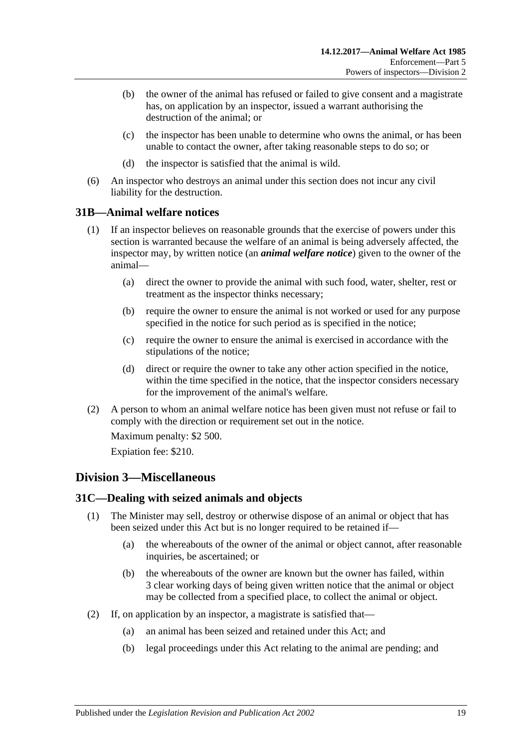- (b) the owner of the animal has refused or failed to give consent and a magistrate has, on application by an inspector, issued a warrant authorising the destruction of the animal; or
- (c) the inspector has been unable to determine who owns the animal, or has been unable to contact the owner, after taking reasonable steps to do so; or
- (d) the inspector is satisfied that the animal is wild.

(6) An inspector who destroys an animal under this section does not incur any civil liability for the destruction.

## 31B—Animal welfare notices

(1) If an inspector believes on reasonable grounds that the exercise of powers under this section is warranted because the welfare of an animal is being adversely affected, the inspector may, by written notice (an ***animal welfare notice***) given to the owner of the animal—

- (a) direct the owner to provide the animal with such food, water, shelter, rest or treatment as the inspector thinks necessary;
- (b) require the owner to ensure the animal is not worked or used for any purpose specified in the notice for such period as is specified in the notice;
- (c) require the owner to ensure the animal is exercised in accordance with the stipulations of the notice;
- (d) direct or require the owner to take any other action specified in the notice, within the time specified in the notice, that the inspector considers necessary for the improvement of the animal's welfare.

(2) A person to whom an animal welfare notice has been given must not refuse or fail to comply with the direction or requirement set out in the notice.

Maximum penalty: $2 500.

Expiation fee: $210.

# Division 3—Miscellaneous

## 31C—Dealing with seized animals and objects

(1) The Minister may sell, destroy or otherwise dispose of an animal or object that has been seized under this Act but is no longer required to be retained if—

- (a) the whereabouts of the owner of the animal or object cannot, after reasonable inquiries, be ascertained; or
- (b) the whereabouts of the owner are known but the owner has failed, within 3 clear working days of being given written notice that the animal or object may be collected from a specified place, to collect the animal or object.

(2) If, on application by an inspector, a magistrate is satisfied that—

- (a) an animal has been seized and retained under this Act; and
- (b) legal proceedings under this Act relating to the animal are pending; and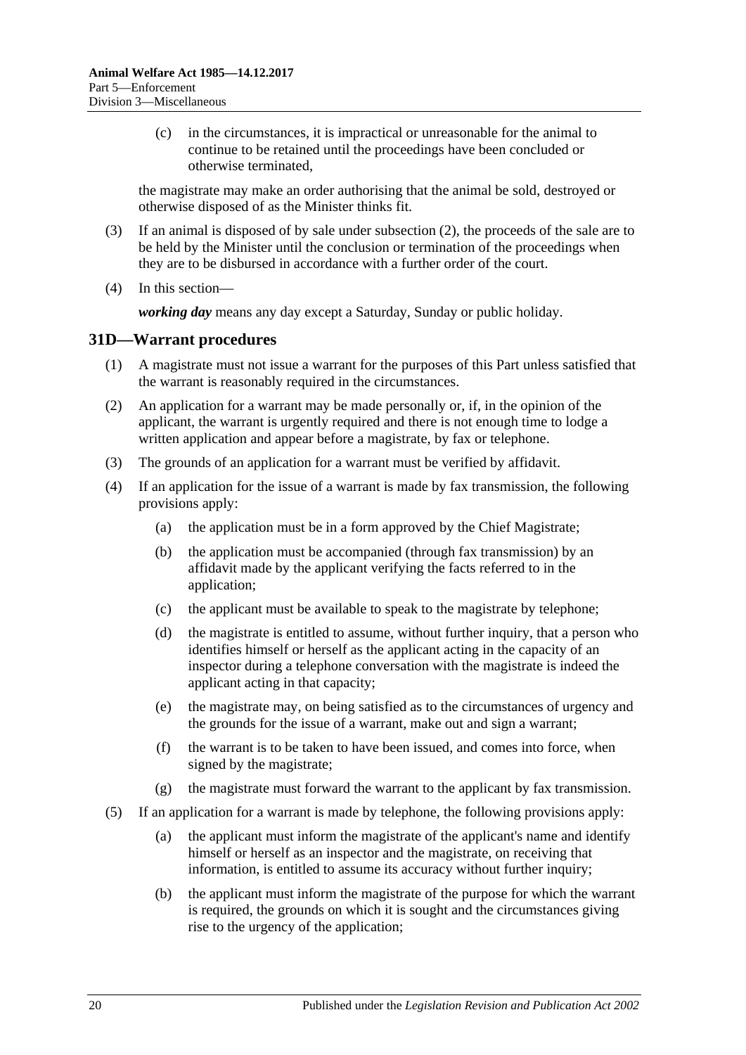(c) in the circumstances, it is impractical or unreasonable for the animal to continue to be retained until the proceedings have been concluded or otherwise terminated,

the magistrate may make an order authorising that the animal be sold, destroyed or otherwise disposed of as the Minister thinks fit.

(3) If an animal is disposed of by sale under subsection (2), the proceeds of the sale are to be held by the Minister until the conclusion or termination of the proceedings when they are to be disbursed in accordance with a further order of the court.

(4) In this section—

***working day*** means any day except a Saturday, Sunday or public holiday.

## 31D—Warrant procedures

(1) A magistrate must not issue a warrant for the purposes of this Part unless satisfied that the warrant is reasonably required in the circumstances.

(2) An application for a warrant may be made personally or, if, in the opinion of the applicant, the warrant is urgently required and there is not enough time to lodge a written application and appear before a magistrate, by fax or telephone.

(3) The grounds of an application for a warrant must be verified by affidavit.

(4) If an application for the issue of a warrant is made by fax transmission, the following provisions apply:

(a) the application must be in a form approved by the Chief Magistrate;

(b) the application must be accompanied (through fax transmission) by an affidavit made by the applicant verifying the facts referred to in the application;

(c) the applicant must be available to speak to the magistrate by telephone;

(d) the magistrate is entitled to assume, without further inquiry, that a person who identifies himself or herself as the applicant acting in the capacity of an inspector during a telephone conversation with the magistrate is indeed the applicant acting in that capacity;

(e) the magistrate may, on being satisfied as to the circumstances of urgency and the grounds for the issue of a warrant, make out and sign a warrant;

(f) the warrant is to be taken to have been issued, and comes into force, when signed by the magistrate;

(g) the magistrate must forward the warrant to the applicant by fax transmission.

(5) If an application for a warrant is made by telephone, the following provisions apply:

(a) the applicant must inform the magistrate of the applicant's name and identify himself or herself as an inspector and the magistrate, on receiving that information, is entitled to assume its accuracy without further inquiry;

(b) the applicant must inform the magistrate of the purpose for which the warrant is required, the grounds on which it is sought and the circumstances giving rise to the urgency of the application;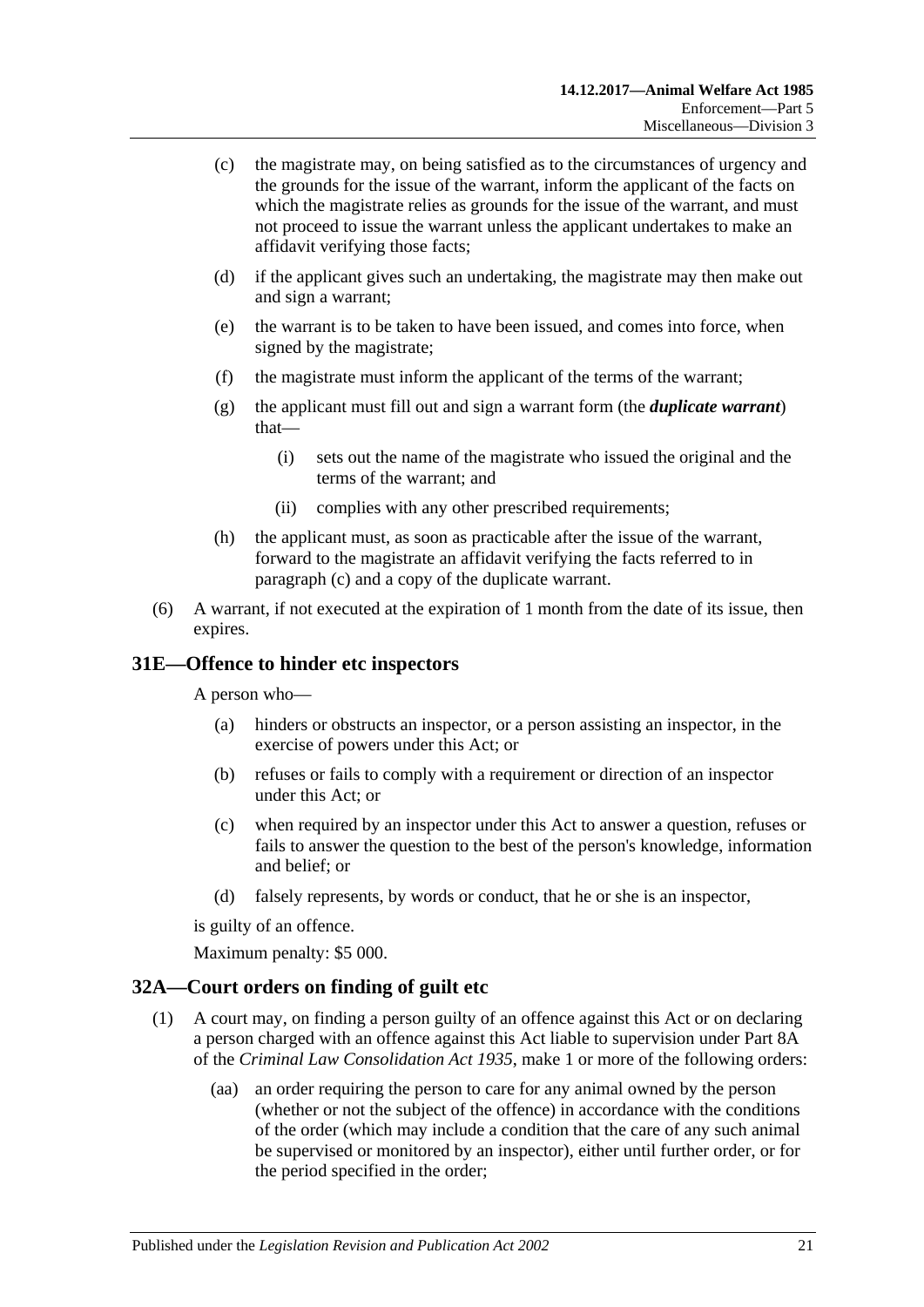(c) the magistrate may, on being satisfied as to the circumstances of urgency and the grounds for the issue of the warrant, inform the applicant of the facts on which the magistrate relies as grounds for the issue of the warrant, and must not proceed to issue the warrant unless the applicant undertakes to make an affidavit verifying those facts;

(d) if the applicant gives such an undertaking, the magistrate may then make out and sign a warrant;

(e) the warrant is to be taken to have been issued, and comes into force, when signed by the magistrate;

(f) the magistrate must inform the applicant of the terms of the warrant;

(g) the applicant must fill out and sign a warrant form (the ***duplicate warrant***) that—

(i) sets out the name of the magistrate who issued the original and the terms of the warrant; and

(ii) complies with any other prescribed requirements;

(h) the applicant must, as soon as practicable after the issue of the warrant, forward to the magistrate an affidavit verifying the facts referred to in paragraph (c) and a copy of the duplicate warrant.

(6) A warrant, if not executed at the expiration of 1 month from the date of its issue, then expires.

## 31E—Offence to hinder etc inspectors

A person who—

(a) hinders or obstructs an inspector, or a person assisting an inspector, in the exercise of powers under this Act; or

(b) refuses or fails to comply with a requirement or direction of an inspector under this Act; or

(c) when required by an inspector under this Act to answer a question, refuses or fails to answer the question to the best of the person's knowledge, information and belief; or

(d) falsely represents, by words or conduct, that he or she is an inspector,

is guilty of an offence.

Maximum penalty: $5 000.

## 32A—Court orders on finding of guilt etc

(1) A court may, on finding a person guilty of an offence against this Act or on declaring a person charged with an offence against this Act liable to supervision under Part 8A of the *Criminal Law Consolidation Act 1935*, make 1 or more of the following orders:

(aa) an order requiring the person to care for any animal owned by the person (whether or not the subject of the offence) in accordance with the conditions of the order (which may include a condition that the care of any such animal be supervised or monitored by an inspector), either until further order, or for the period specified in the order;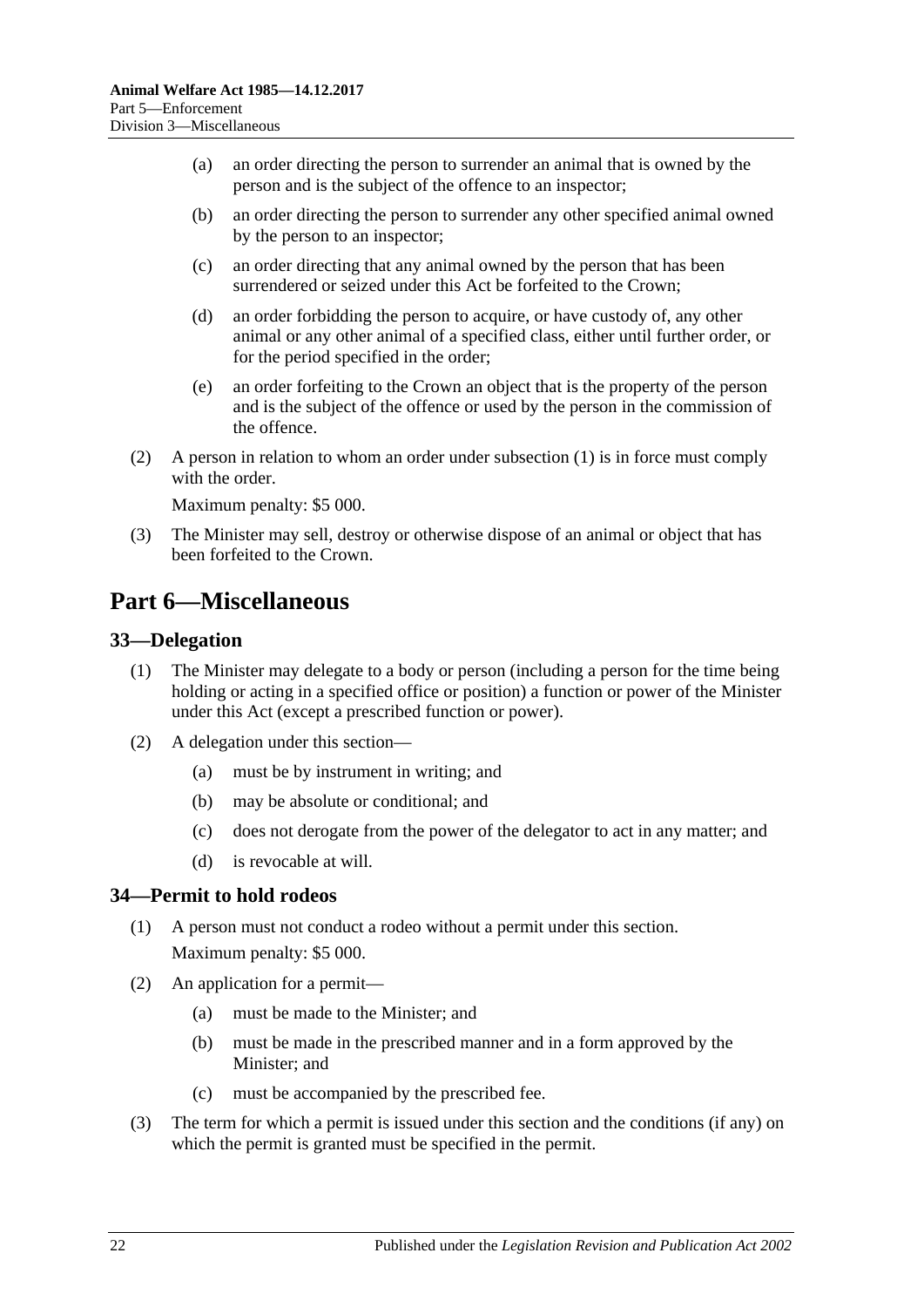(a) an order directing the person to surrender an animal that is owned by the person and is the subject of the offence to an inspector;

(b) an order directing the person to surrender any other specified animal owned by the person to an inspector;

(c) an order directing that any animal owned by the person that has been surrendered or seized under this Act be forfeited to the Crown;

(d) an order forbidding the person to acquire, or have custody of, any other animal or any other animal of a specified class, either until further order, or for the period specified in the order;

(e) an order forfeiting to the Crown an object that is the property of the person and is the subject of the offence or used by the person in the commission of the offence.

(2) A person in relation to whom an order under subsection (1) is in force must comply with the order.

Maximum penalty: $5 000.

(3) The Minister may sell, destroy or otherwise dispose of an animal or object that has been forfeited to the Crown.

# Part 6—Miscellaneous

## 33—Delegation

(1) The Minister may delegate to a body or person (including a person for the time being holding or acting in a specified office or position) a function or power of the Minister under this Act (except a prescribed function or power).

(2) A delegation under this section—

(a) must be by instrument in writing; and

(b) may be absolute or conditional; and

(c) does not derogate from the power of the delegator to act in any matter; and

(d) is revocable at will.

## 34—Permit to hold rodeos

(1) A person must not conduct a rodeo without a permit under this section.

Maximum penalty: $5 000.

(2) An application for a permit—

(a) must be made to the Minister; and

(b) must be made in the prescribed manner and in a form approved by the Minister; and

(c) must be accompanied by the prescribed fee.

(3) The term for which a permit is issued under this section and the conditions (if any) on which the permit is granted must be specified in the permit.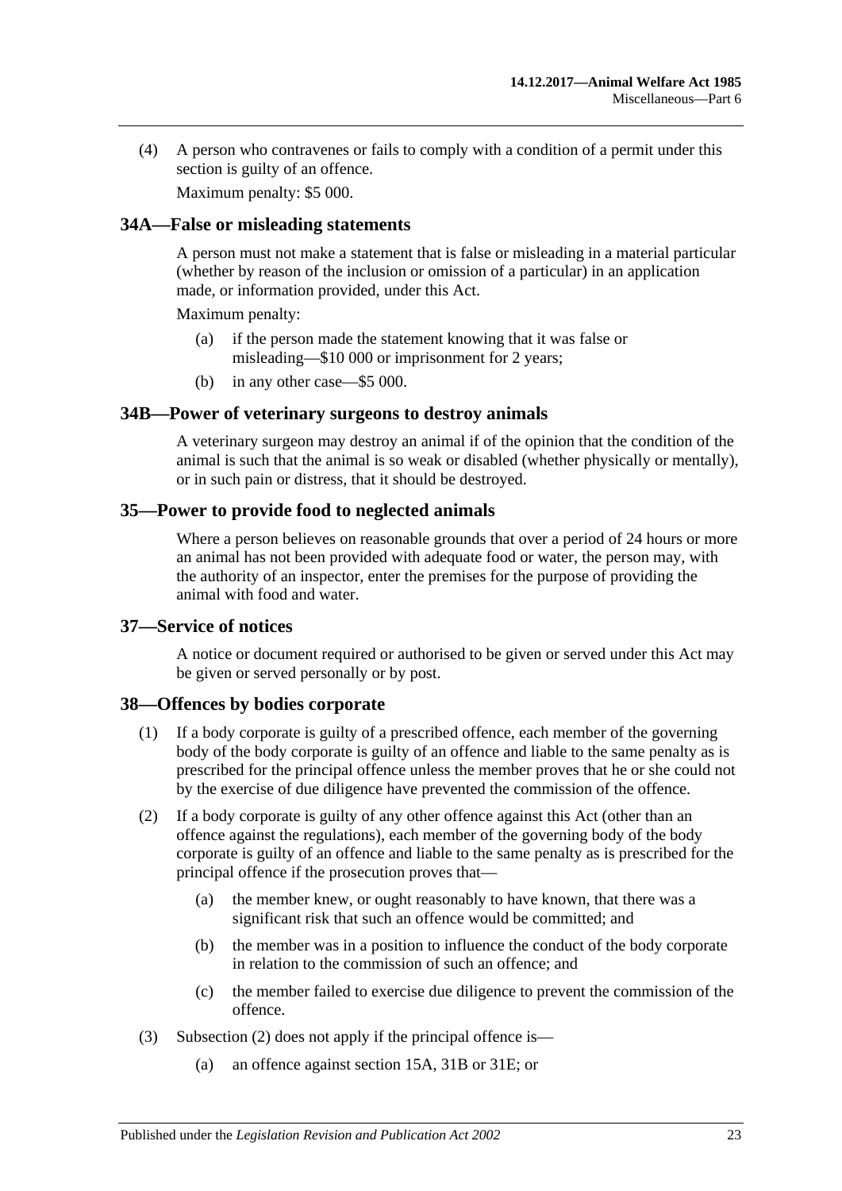(4) A person who contravenes or fails to comply with a condition of a permit under this section is guilty of an offence.

Maximum penalty: $5 000.

## 34A—False or misleading statements

A person must not make a statement that is false or misleading in a material particular (whether by reason of the inclusion or omission of a particular) in an application made, or information provided, under this Act.

Maximum penalty:

(a) if the person made the statement knowing that it was false or misleading—$10 000 or imprisonment for 2 years;

(b) in any other case—$5 000.

## 34B—Power of veterinary surgeons to destroy animals

A veterinary surgeon may destroy an animal if of the opinion that the condition of the animal is such that the animal is so weak or disabled (whether physically or mentally), or in such pain or distress, that it should be destroyed.

## 35—Power to provide food to neglected animals

Where a person believes on reasonable grounds that over a period of 24 hours or more an animal has not been provided with adequate food or water, the person may, with the authority of an inspector, enter the premises for the purpose of providing the animal with food and water.

## 37—Service of notices

A notice or document required or authorised to be given or served under this Act may be given or served personally or by post.

## 38—Offences by bodies corporate

(1) If a body corporate is guilty of a prescribed offence, each member of the governing body of the body corporate is guilty of an offence and liable to the same penalty as is prescribed for the principal offence unless the member proves that he or she could not by the exercise of due diligence have prevented the commission of the offence.

(2) If a body corporate is guilty of any other offence against this Act (other than an offence against the regulations), each member of the governing body of the body corporate is guilty of an offence and liable to the same penalty as is prescribed for the principal offence if the prosecution proves that—

(a) the member knew, or ought reasonably to have known, that there was a significant risk that such an offence would be committed; and

(b) the member was in a position to influence the conduct of the body corporate in relation to the commission of such an offence; and

(c) the member failed to exercise due diligence to prevent the commission of the offence.

(3) Subsection (2) does not apply if the principal offence is—

(a) an offence against section 15A, 31B or 31E; or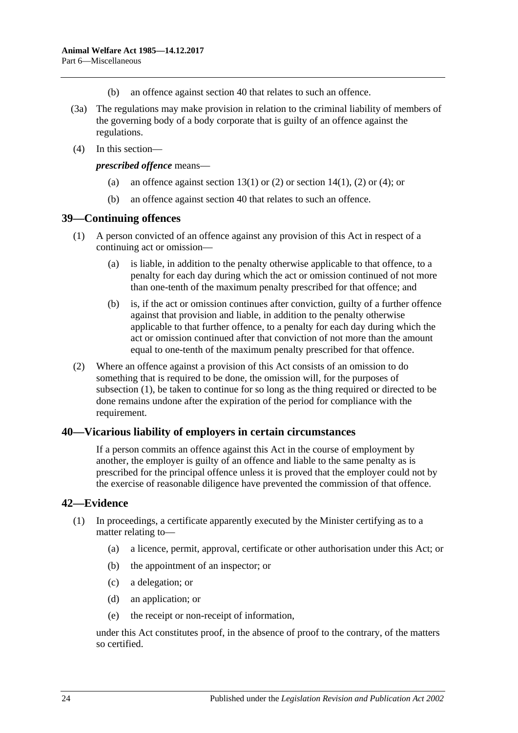(b) an offence against section 40 that relates to such an offence.

(3a) The regulations may make provision in relation to the criminal liability of members of the governing body of a body corporate that is guilty of an offence against the regulations.

(4) In this section—

***prescribed offence*** means—

(a) an offence against section 13(1) or (2) or section 14(1), (2) or (4); or

(b) an offence against section 40 that relates to such an offence.

## 39—Continuing offences

(1) A person convicted of an offence against any provision of this Act in respect of a continuing act or omission—

(a) is liable, in addition to the penalty otherwise applicable to that offence, to a penalty for each day during which the act or omission continued of not more than one-tenth of the maximum penalty prescribed for that offence; and

(b) is, if the act or omission continues after conviction, guilty of a further offence against that provision and liable, in addition to the penalty otherwise applicable to that further offence, to a penalty for each day during which the act or omission continued after that conviction of not more than the amount equal to one-tenth of the maximum penalty prescribed for that offence.

(2) Where an offence against a provision of this Act consists of an omission to do something that is required to be done, the omission will, for the purposes of subsection (1), be taken to continue for so long as the thing required or directed to be done remains undone after the expiration of the period for compliance with the requirement.

## 40—Vicarious liability of employers in certain circumstances

If a person commits an offence against this Act in the course of employment by another, the employer is guilty of an offence and liable to the same penalty as is prescribed for the principal offence unless it is proved that the employer could not by the exercise of reasonable diligence have prevented the commission of that offence.

## 42—Evidence

(1) In proceedings, a certificate apparently executed by the Minister certifying as to a matter relating to—

(a) a licence, permit, approval, certificate or other authorisation under this Act; or

(b) the appointment of an inspector; or

(c) a delegation; or

(d) an application; or

(e) the receipt or non-receipt of information,

under this Act constitutes proof, in the absence of proof to the contrary, of the matters so certified.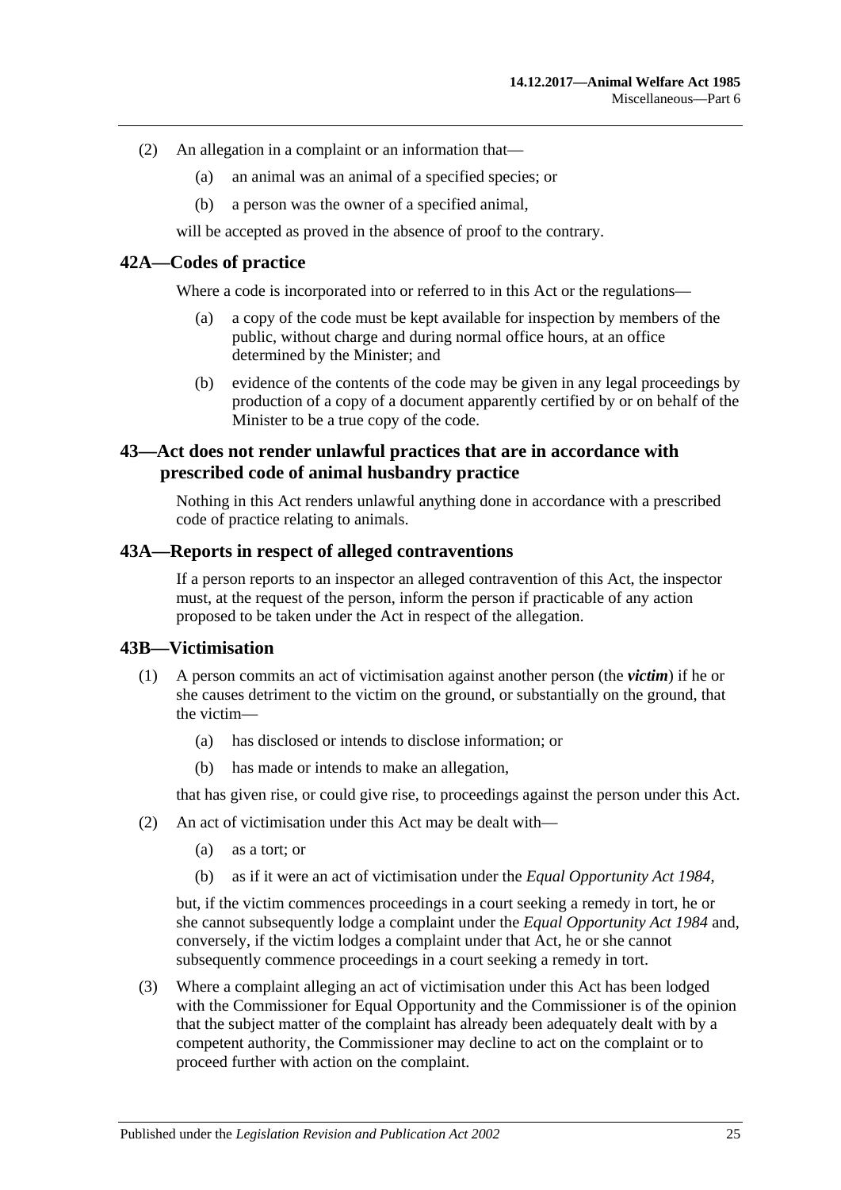(2) An allegation in a complaint or an information that—

(a) an animal was an animal of a specified species; or

(b) a person was the owner of a specified animal,

will be accepted as proved in the absence of proof to the contrary.

## 42A—Codes of practice

Where a code is incorporated into or referred to in this Act or the regulations—

(a) a copy of the code must be kept available for inspection by members of the public, without charge and during normal office hours, at an office determined by the Minister; and

(b) evidence of the contents of the code may be given in any legal proceedings by production of a copy of a document apparently certified by or on behalf of the Minister to be a true copy of the code.

## 43—Act does not render unlawful practices that are in accordance with prescribed code of animal husbandry practice

Nothing in this Act renders unlawful anything done in accordance with a prescribed code of practice relating to animals.

## 43A—Reports in respect of alleged contraventions

If a person reports to an inspector an alleged contravention of this Act, the inspector must, at the request of the person, inform the person if practicable of any action proposed to be taken under the Act in respect of the allegation.

## 43B—Victimisation

(1) A person commits an act of victimisation against another person (the ***victim***) if he or she causes detriment to the victim on the ground, or substantially on the ground, that the victim—

(a) has disclosed or intends to disclose information; or

(b) has made or intends to make an allegation,

that has given rise, or could give rise, to proceedings against the person under this Act.

(2) An act of victimisation under this Act may be dealt with—

(a) as a tort; or

(b) as if it were an act of victimisation under the *Equal Opportunity Act 1984*,

but, if the victim commences proceedings in a court seeking a remedy in tort, he or she cannot subsequently lodge a complaint under the *Equal Opportunity Act 1984* and, conversely, if the victim lodges a complaint under that Act, he or she cannot subsequently commence proceedings in a court seeking a remedy in tort.

(3) Where a complaint alleging an act of victimisation under this Act has been lodged with the Commissioner for Equal Opportunity and the Commissioner is of the opinion that the subject matter of the complaint has already been adequately dealt with by a competent authority, the Commissioner may decline to act on the complaint or to proceed further with action on the complaint.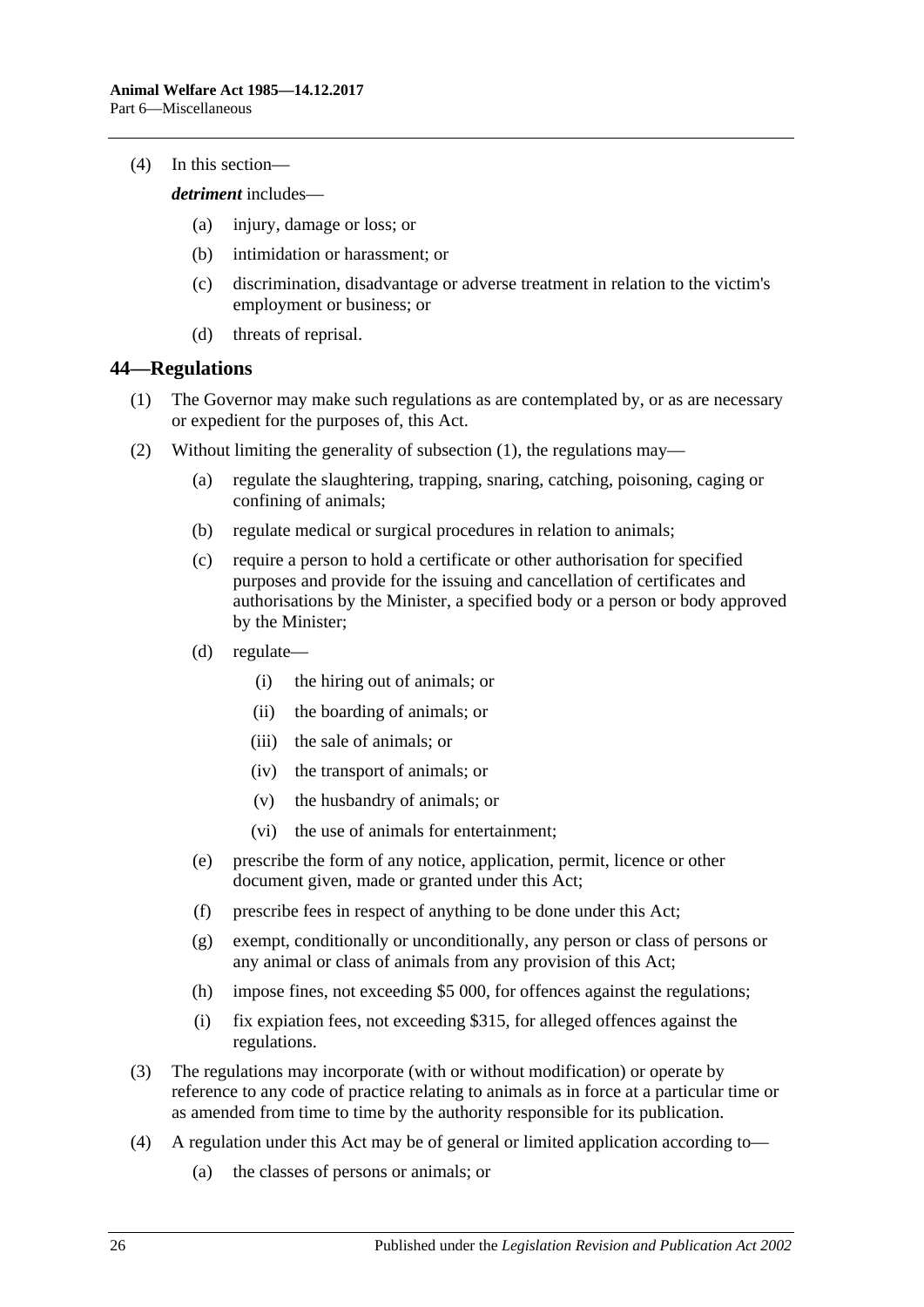(4) In this section—

***detriment*** includes—

(a) injury, damage or loss; or

(b) intimidation or harassment; or

(c) discrimination, disadvantage or adverse treatment in relation to the victim's employment or business; or

(d) threats of reprisal.

## 44—Regulations

(1) The Governor may make such regulations as are contemplated by, or as are necessary or expedient for the purposes of, this Act.

(2) Without limiting the generality of subsection (1), the regulations may—

(a) regulate the slaughtering, trapping, snaring, catching, poisoning, caging or confining of animals;

(b) regulate medical or surgical procedures in relation to animals;

(c) require a person to hold a certificate or other authorisation for specified purposes and provide for the issuing and cancellation of certificates and authorisations by the Minister, a specified body or a person or body approved by the Minister;

(d) regulate—

(i) the hiring out of animals; or

(ii) the boarding of animals; or

(iii) the sale of animals; or

(iv) the transport of animals; or

(v) the husbandry of animals; or

(vi) the use of animals for entertainment;

(e) prescribe the form of any notice, application, permit, licence or other document given, made or granted under this Act;

(f) prescribe fees in respect of anything to be done under this Act;

(g) exempt, conditionally or unconditionally, any person or class of persons or any animal or class of animals from any provision of this Act;

(h) impose fines, not exceeding $5 000, for offences against the regulations;

(i) fix expiation fees, not exceeding $315, for alleged offences against the regulations.

(3) The regulations may incorporate (with or without modification) or operate by reference to any code of practice relating to animals as in force at a particular time or as amended from time to time by the authority responsible for its publication.

(4) A regulation under this Act may be of general or limited application according to—

(a) the classes of persons or animals; or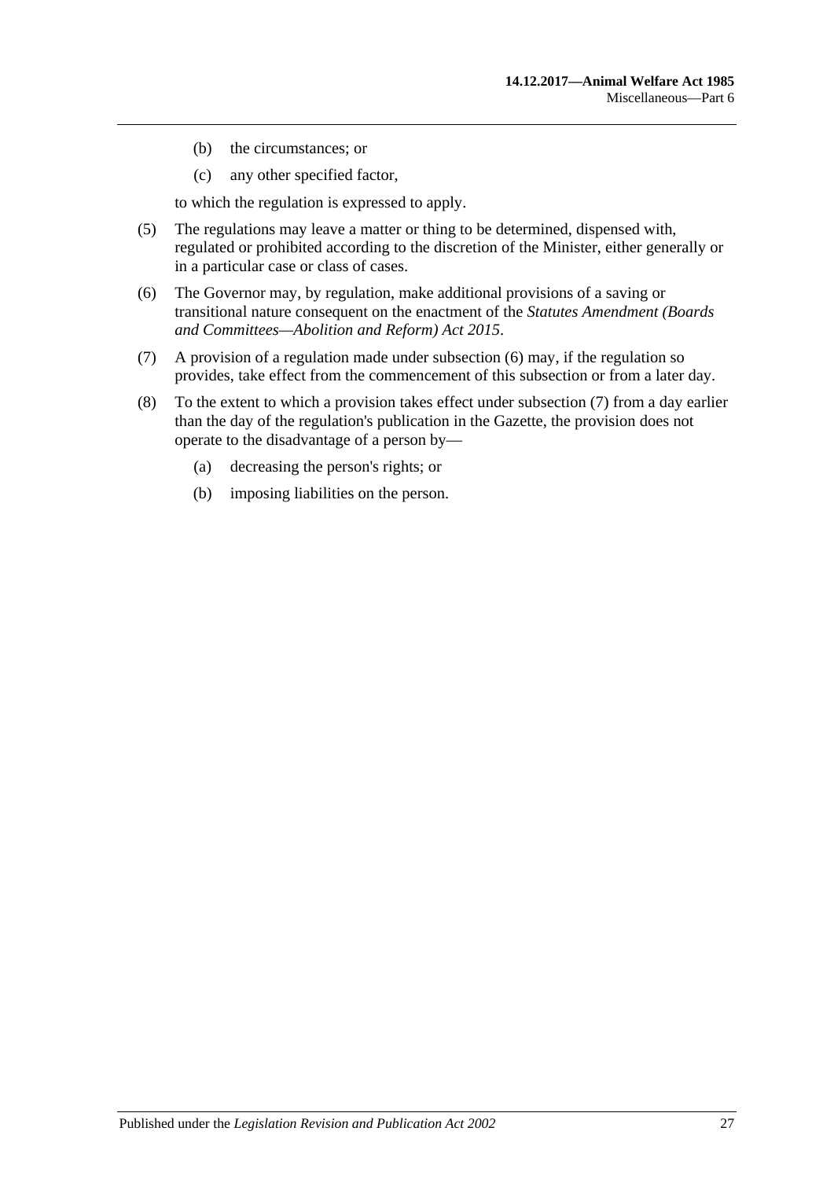(b) the circumstances; or

(c) any other specified factor,

to which the regulation is expressed to apply.

(5) The regulations may leave a matter or thing to be determined, dispensed with, regulated or prohibited according to the discretion of the Minister, either generally or in a particular case or class of cases.

(6) The Governor may, by regulation, make additional provisions of a saving or transitional nature consequent on the enactment of the *Statutes Amendment (Boards and Committees—Abolition and Reform) Act 2015*.

(7) A provision of a regulation made under subsection (6) may, if the regulation so provides, take effect from the commencement of this subsection or from a later day.

(8) To the extent to which a provision takes effect under subsection (7) from a day earlier than the day of the regulation's publication in the Gazette, the provision does not operate to the disadvantage of a person by—

(a) decreasing the person's rights; or

(b) imposing liabilities on the person.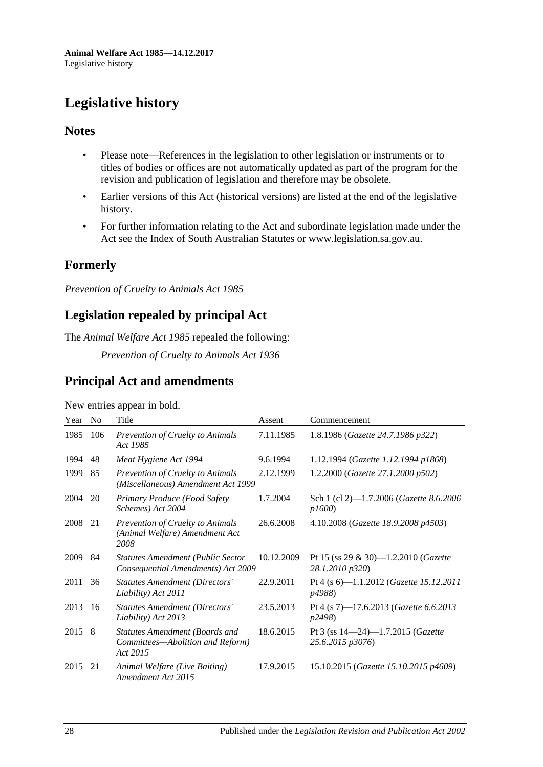# Legislative history

## Notes

- Please note—References in the legislation to other legislation or instruments or to titles of bodies or offices are not automatically updated as part of the program for the revision and publication of legislation and therefore may be obsolete.
- Earlier versions of this Act (historical versions) are listed at the end of the legislative history.
- For further information relating to the Act and subordinate legislation made under the Act see the Index of South Australian Statutes or www.legislation.sa.gov.au.

## Formerly

*Prevention of Cruelty to Animals Act 1985*

## Legislation repealed by principal Act

The *Animal Welfare Act 1985* repealed the following:

*Prevention of Cruelty to Animals Act 1936*

## Principal Act and amendments

New entries appear in bold.

| Year | No | Title | Assent | Commencement |
|---|---|---|---|---|
| 1985 | 106 | *Prevention of Cruelty to Animals Act 1985* | 7.11.1985 | 1.8.1986 (*Gazette 24.7.1986 p322*) |
| 1994 | 48 | *Meat Hygiene Act 1994* | 9.6.1994 | 1.12.1994 (*Gazette 1.12.1994 p1868*) |
| 1999 | 85 | *Prevention of Cruelty to Animals (Miscellaneous) Amendment Act 1999* | 2.12.1999 | 1.2.2000 (*Gazette 27.1.2000 p502*) |
| 2004 | 20 | *Primary Produce (Food Safety Schemes) Act 2004* | 1.7.2004 | Sch 1 (cl 2)—1.7.2006 (*Gazette 8.6.2006 p1600*) |
| 2008 | 21 | *Prevention of Cruelty to Animals (Animal Welfare) Amendment Act 2008* | 26.6.2008 | 4.10.2008 (*Gazette 18.9.2008 p4503*) |
| 2009 | 84 | *Statutes Amendment (Public Sector Consequential Amendments) Act 2009* | 10.12.2009 | Pt 15 (ss 29 & 30)—1.2.2010 (*Gazette 28.1.2010 p320*) |
| 2011 | 36 | *Statutes Amendment (Directors' Liability) Act 2011* | 22.9.2011 | Pt 4 (s 6)—1.1.2012 (*Gazette 15.12.2011 p4988*) |
| 2013 | 16 | *Statutes Amendment (Directors' Liability) Act 2013* | 23.5.2013 | Pt 4 (s 7)—17.6.2013 (*Gazette 6.6.2013 p2498*) |
| 2015 | 8 | *Statutes Amendment (Boards and Committees—Abolition and Reform) Act 2015* | 18.6.2015 | Pt 3 (ss 14—24)—1.7.2015 (*Gazette 25.6.2015 p3076*) |
| 2015 | 21 | *Animal Welfare (Live Baiting) Amendment Act 2015* | 17.9.2015 | 15.10.2015 (*Gazette 15.10.2015 p4609*) |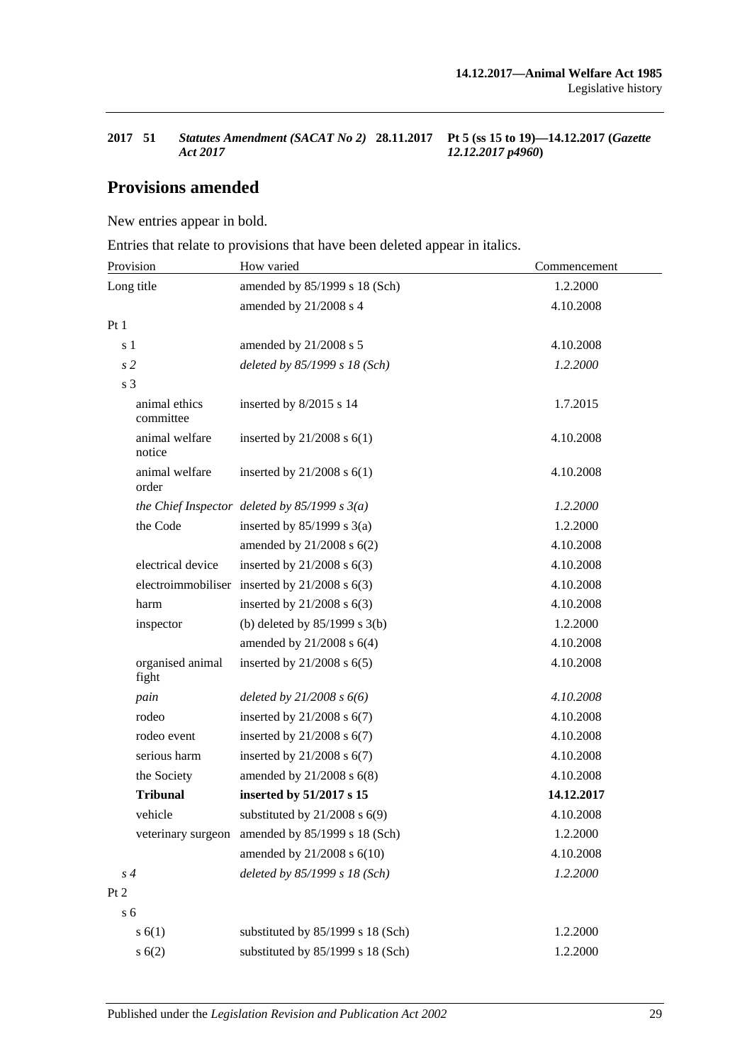| 2017 | 51 | *Statutes Amendment (SACAT No 2) Act 2017* | 28.11.2017 | Pt 5 (ss 15 to 19)—14.12.2017 (*Gazette 12.12.2017 p4960*) |
|---|---|---|---|---|

## Provisions amended

New entries appear in bold.

Entries that relate to provisions that have been deleted appear in italics.

| Provision | How varied | Commencement |
|---|---|---|
| Long title | amended by 85/1999 s 18 (Sch) | 1.2.2000 |
| | amended by 21/2008 s 4 | 4.10.2008 |
| Pt 1 | | |
| s 1 | amended by 21/2008 s 5 | 4.10.2008 |
| *s 2* | *deleted by 85/1999 s 18 (Sch)* | *1.2.2000* |
| s 3 | | |
| animal ethics committee | inserted by 8/2015 s 14 | 1.7.2015 |
| animal welfare notice | inserted by 21/2008 s 6(1) | 4.10.2008 |
| animal welfare order | inserted by 21/2008 s 6(1) | 4.10.2008 |
| *the Chief Inspector* | *deleted by 85/1999 s 3(a)* | *1.2.2000* |
| the Code | inserted by 85/1999 s 3(a) | 1.2.2000 |
| | amended by 21/2008 s 6(2) | 4.10.2008 |
| electrical device | inserted by 21/2008 s 6(3) | 4.10.2008 |
| electroimmobiliser | inserted by 21/2008 s 6(3) | 4.10.2008 |
| harm | inserted by 21/2008 s 6(3) | 4.10.2008 |
| inspector | (b) deleted by 85/1999 s 3(b) | 1.2.2000 |
| | amended by 21/2008 s 6(4) | 4.10.2008 |
| organised animal fight | inserted by 21/2008 s 6(5) | 4.10.2008 |
| *pain* | *deleted by 21/2008 s 6(6)* | *4.10.2008* |
| rodeo | inserted by 21/2008 s 6(7) | 4.10.2008 |
| rodeo event | inserted by 21/2008 s 6(7) | 4.10.2008 |
| serious harm | inserted by 21/2008 s 6(7) | 4.10.2008 |
| the Society | amended by 21/2008 s 6(8) | 4.10.2008 |
| **Tribunal** | **inserted by 51/2017 s 15** | **14.12.2017** |
| vehicle | substituted by 21/2008 s 6(9) | 4.10.2008 |
| veterinary surgeon | amended by 85/1999 s 18 (Sch) | 1.2.2000 |
| | amended by 21/2008 s 6(10) | 4.10.2008 |
| *s 4* | *deleted by 85/1999 s 18 (Sch)* | *1.2.2000* |
| Pt 2 | | |
| s 6 | | |
| s 6(1) | substituted by 85/1999 s 18 (Sch) | 1.2.2000 |
| s 6(2) | substituted by 85/1999 s 18 (Sch) | 1.2.2000 |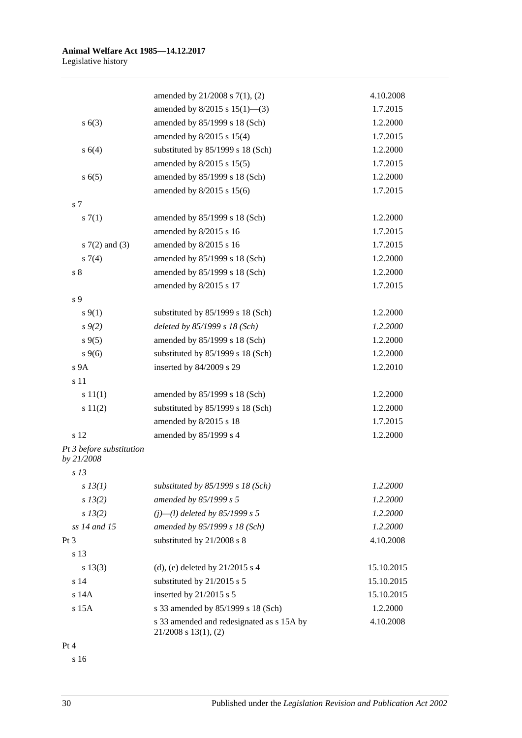| | | |
|---|---|---|
| | amended by 21/2008 s 7(1), (2) | 4.10.2008 |
| | amended by 8/2015 s 15(1)—(3) | 1.7.2015 |
| s 6(3) | amended by 85/1999 s 18 (Sch) | 1.2.2000 |
| | amended by 8/2015 s 15(4) | 1.7.2015 |
| s 6(4) | substituted by 85/1999 s 18 (Sch) | 1.2.2000 |
| | amended by 8/2015 s 15(5) | 1.7.2015 |
| s 6(5) | amended by 85/1999 s 18 (Sch) | 1.2.2000 |
| | amended by 8/2015 s 15(6) | 1.7.2015 |
| s 7 | | |
| s 7(1) | amended by 85/1999 s 18 (Sch) | 1.2.2000 |
| | amended by 8/2015 s 16 | 1.7.2015 |
| s 7(2) and (3) | amended by 8/2015 s 16 | 1.7.2015 |
| s 7(4) | amended by 85/1999 s 18 (Sch) | 1.2.2000 |
| s 8 | amended by 85/1999 s 18 (Sch) | 1.2.2000 |
| | amended by 8/2015 s 17 | 1.7.2015 |
| s 9 | | |
| s 9(1) | substituted by 85/1999 s 18 (Sch) | 1.2.2000 |
| *s 9(2)* | *deleted by 85/1999 s 18 (Sch)* | *1.2.2000* |
| s 9(5) | amended by 85/1999 s 18 (Sch) | 1.2.2000 |
| s 9(6) | substituted by 85/1999 s 18 (Sch) | 1.2.2000 |
| s 9A | inserted by 84/2009 s 29 | 1.2.2010 |
| s 11 | | |
| s 11(1) | amended by 85/1999 s 18 (Sch) | 1.2.2000 |
| s 11(2) | substituted by 85/1999 s 18 (Sch) | 1.2.2000 |
| | amended by 8/2015 s 18 | 1.7.2015 |
| s 12 | amended by 85/1999 s 4 | 1.2.2000 |
| *Pt 3 before substitution by 21/2008* | | |
| *s 13* | | |
| *s 13(1)* | *substituted by 85/1999 s 18 (Sch)* | *1.2.2000* |
| *s 13(2)* | *amended by 85/1999 s 5* | *1.2.2000* |
| *s 13(2)* | *(j)—(l) deleted by 85/1999 s 5* | *1.2.2000* |
| *ss 14 and 15* | *amended by 85/1999 s 18 (Sch)* | *1.2.2000* |
| Pt 3 | substituted by 21/2008 s 8 | 4.10.2008 |
| s 13 | | |
| s 13(3) | (d), (e) deleted by 21/2015 s 4 | 15.10.2015 |
| s 14 | substituted by 21/2015 s 5 | 15.10.2015 |
| s 14A | inserted by 21/2015 s 5 | 15.10.2015 |
| s 15A | s 33 amended by 85/1999 s 18 (Sch) | 1.2.2000 |
| | s 33 amended and redesignated as s 15A by 21/2008 s 13(1), (2) | 4.10.2008 |
| Pt 4 | | |
| s 16 | | |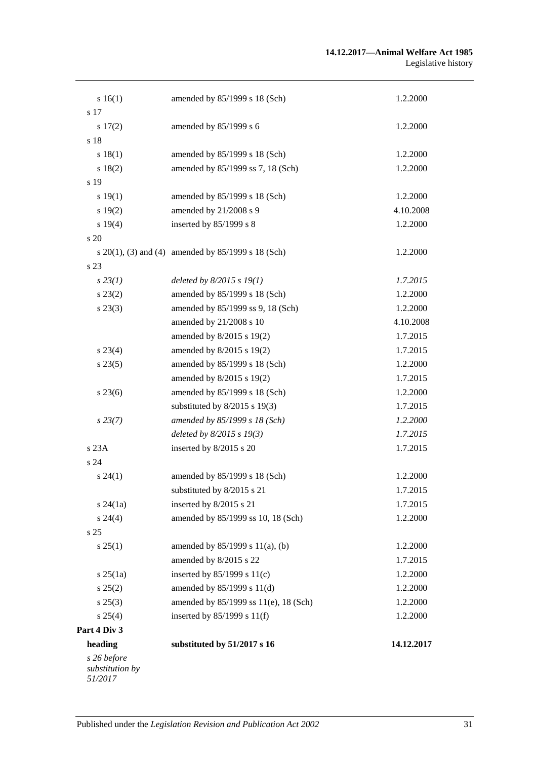| | | |
|---|---|---|
| s 16(1) | amended by 85/1999 s 18 (Sch) | 1.2.2000 |
| s 17 | | |
| s 17(2) | amended by 85/1999 s 6 | 1.2.2000 |
| s 18 | | |
| s 18(1) | amended by 85/1999 s 18 (Sch) | 1.2.2000 |
| s 18(2) | amended by 85/1999 ss 7, 18 (Sch) | 1.2.2000 |
| s 19 | | |
| s 19(1) | amended by 85/1999 s 18 (Sch) | 1.2.2000 |
| s 19(2) | amended by 21/2008 s 9 | 4.10.2008 |
| s 19(4) | inserted by 85/1999 s 8 | 1.2.2000 |
| s 20 | | |
| s 20(1), (3) and (4) | amended by 85/1999 s 18 (Sch) | 1.2.2000 |
| s 23 | | |
| *s 23(1)* | *deleted by 8/2015 s 19(1)* | *1.7.2015* |
| s 23(2) | amended by 85/1999 s 18 (Sch) | 1.2.2000 |
| s 23(3) | amended by 85/1999 ss 9, 18 (Sch) | 1.2.2000 |
| | amended by 21/2008 s 10 | 4.10.2008 |
| | amended by 8/2015 s 19(2) | 1.7.2015 |
| s 23(4) | amended by 8/2015 s 19(2) | 1.7.2015 |
| s 23(5) | amended by 85/1999 s 18 (Sch) | 1.2.2000 |
| | amended by 8/2015 s 19(2) | 1.7.2015 |
| s 23(6) | amended by 85/1999 s 18 (Sch) | 1.2.2000 |
| | substituted by 8/2015 s 19(3) | 1.7.2015 |
| *s 23(7)* | *amended by 85/1999 s 18 (Sch)* | *1.2.2000* |
| | *deleted by 8/2015 s 19(3)* | *1.7.2015* |
| s 23A | inserted by 8/2015 s 20 | 1.7.2015 |
| s 24 | | |
| s 24(1) | amended by 85/1999 s 18 (Sch) | 1.2.2000 |
| | substituted by 8/2015 s 21 | 1.7.2015 |
| s 24(1a) | inserted by 8/2015 s 21 | 1.7.2015 |
| s 24(4) | amended by 85/1999 ss 10, 18 (Sch) | 1.2.2000 |
| s 25 | | |
| s 25(1) | amended by 85/1999 s 11(a), (b) | 1.2.2000 |
| | amended by 8/2015 s 22 | 1.7.2015 |
| s 25(1a) | inserted by 85/1999 s 11(c) | 1.2.2000 |
| s 25(2) | amended by 85/1999 s 11(d) | 1.2.2000 |
| s 25(3) | amended by 85/1999 ss 11(e), 18 (Sch) | 1.2.2000 |
| s 25(4) | inserted by 85/1999 s 11(f) | 1.2.2000 |
| **Part 4 Div 3** | | |
| **heading** | **substituted by 51/2017 s 16** | **14.12.2017** |
| *s 26 before substitution by 51/2017* | | |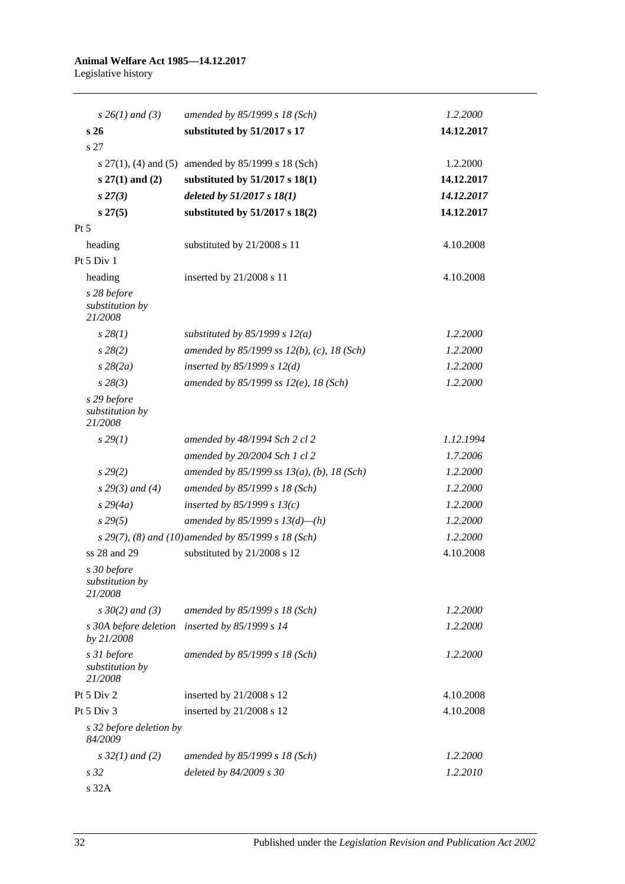| | | |
|---|---|---|
| *s 26(1) and (3)* | *amended by 85/1999 s 18 (Sch)* | *1.2.2000* |
| **s 26** | **substituted by 51/2017 s 17** | **14.12.2017** |
| s 27 | | |
| s 27(1), (4) and (5) | amended by 85/1999 s 18 (Sch) | 1.2.2000 |
| **s 27(1) and (2)** | **substituted by 51/2017 s 18(1)** | **14.12.2017** |
| ***s 27(3)*** | ***deleted by 51/2017 s 18(1)*** | ***14.12.2017*** |
| **s 27(5)** | **substituted by 51/2017 s 18(2)** | **14.12.2017** |
| Pt 5 | | |
| heading | substituted by 21/2008 s 11 | 4.10.2008 |
| Pt 5 Div 1 | | |
| heading | inserted by 21/2008 s 11 | 4.10.2008 |
| *s 28 before substitution by 21/2008* | | |
| *s 28(1)* | *substituted by 85/1999 s 12(a)* | *1.2.2000* |
| *s 28(2)* | *amended by 85/1999 ss 12(b), (c), 18 (Sch)* | *1.2.2000* |
| *s 28(2a)* | *inserted by 85/1999 s 12(d)* | *1.2.2000* |
| *s 28(3)* | *amended by 85/1999 ss 12(e), 18 (Sch)* | *1.2.2000* |
| *s 29 before substitution by 21/2008* | | |
| *s 29(1)* | *amended by 48/1994 Sch 2 cl 2* | *1.12.1994* |
| | *amended by 20/2004 Sch 1 cl 2* | *1.7.2006* |
| *s 29(2)* | *amended by 85/1999 ss 13(a), (b), 18 (Sch)* | *1.2.2000* |
| *s 29(3) and (4)* | *amended by 85/1999 s 18 (Sch)* | *1.2.2000* |
| *s 29(4a)* | *inserted by 85/1999 s 13(c)* | *1.2.2000* |
| *s 29(5)* | *amended by 85/1999 s 13(d)—(h)* | *1.2.2000* |
| *s 29(7), (8) and (10)* | *amended by 85/1999 s 18 (Sch)* | *1.2.2000* |
| ss 28 and 29 | substituted by 21/2008 s 12 | 4.10.2008 |
| *s 30 before substitution by 21/2008* | | |
| *s 30(2) and (3)* | *amended by 85/1999 s 18 (Sch)* | *1.2.2000* |
| *s 30A before deletion by 21/2008* | *inserted by 85/1999 s 14* | *1.2.2000* |
| *s 31 before substitution by 21/2008* | *amended by 85/1999 s 18 (Sch)* | *1.2.2000* |
| Pt 5 Div 2 | inserted by 21/2008 s 12 | 4.10.2008 |
| Pt 5 Div 3 | inserted by 21/2008 s 12 | 4.10.2008 |
| *s 32 before deletion by 84/2009* | | |
| *s 32(1) and (2)* | *amended by 85/1999 s 18 (Sch)* | *1.2.2000* |
| *s 32* | *deleted by 84/2009 s 30* | *1.2.2010* |
| s 32A | | |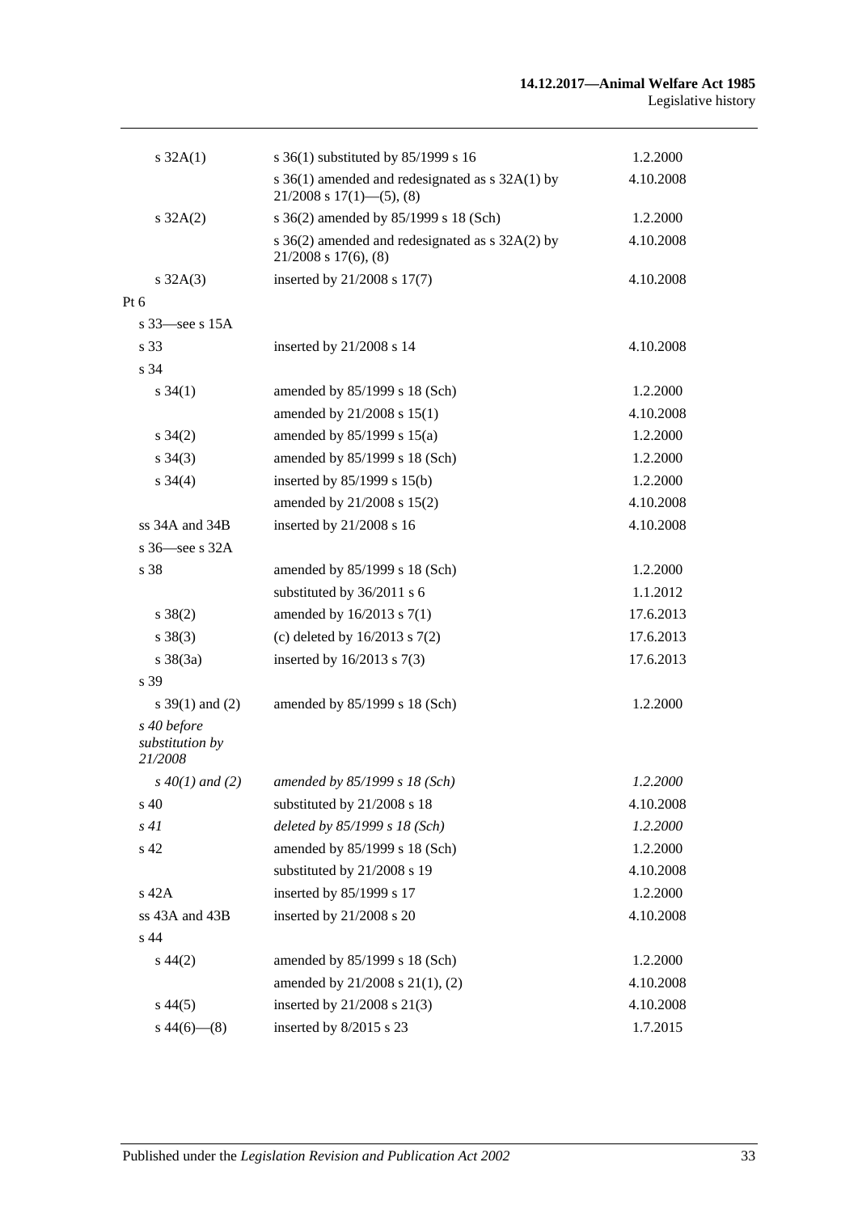| | | |
|---|---|---|
| s 32A(1) | s 36(1) substituted by 85/1999 s 16 | 1.2.2000 |
| | s 36(1) amended and redesignated as s 32A(1) by 21/2008 s 17(1)—(5), (8) | 4.10.2008 |
| s 32A(2) | s 36(2) amended by 85/1999 s 18 (Sch) | 1.2.2000 |
| | s 36(2) amended and redesignated as s 32A(2) by 21/2008 s 17(6), (8) | 4.10.2008 |
| s 32A(3) | inserted by 21/2008 s 17(7) | 4.10.2008 |
| Pt 6 | | |
| s 33—see s 15A | | |
| s 33 | inserted by 21/2008 s 14 | 4.10.2008 |
| s 34 | | |
| s 34(1) | amended by 85/1999 s 18 (Sch) | 1.2.2000 |
| | amended by 21/2008 s 15(1) | 4.10.2008 |
| s 34(2) | amended by 85/1999 s 15(a) | 1.2.2000 |
| s 34(3) | amended by 85/1999 s 18 (Sch) | 1.2.2000 |
| s 34(4) | inserted by 85/1999 s 15(b) | 1.2.2000 |
| | amended by 21/2008 s 15(2) | 4.10.2008 |
| ss 34A and 34B | inserted by 21/2008 s 16 | 4.10.2008 |
| s 36—see s 32A | | |
| s 38 | amended by 85/1999 s 18 (Sch) | 1.2.2000 |
| | substituted by 36/2011 s 6 | 1.1.2012 |
| s 38(2) | amended by 16/2013 s 7(1) | 17.6.2013 |
| s 38(3) | (c) deleted by 16/2013 s 7(2) | 17.6.2013 |
| s 38(3a) | inserted by 16/2013 s 7(3) | 17.6.2013 |
| s 39 | | |
| s 39(1) and (2) | amended by 85/1999 s 18 (Sch) | 1.2.2000 |
| *s 40 before substitution by 21/2008* | | |
| *s 40(1) and (2)* | *amended by 85/1999 s 18 (Sch)* | *1.2.2000* |
| s 40 | substituted by 21/2008 s 18 | 4.10.2008 |
| *s 41* | *deleted by 85/1999 s 18 (Sch)* | *1.2.2000* |
| s 42 | amended by 85/1999 s 18 (Sch) | 1.2.2000 |
| | substituted by 21/2008 s 19 | 4.10.2008 |
| s 42A | inserted by 85/1999 s 17 | 1.2.2000 |
| ss 43A and 43B | inserted by 21/2008 s 20 | 4.10.2008 |
| s 44 | | |
| s 44(2) | amended by 85/1999 s 18 (Sch) | 1.2.2000 |
| | amended by 21/2008 s 21(1), (2) | 4.10.2008 |
| s 44(5) | inserted by 21/2008 s 21(3) | 4.10.2008 |
| s 44(6)—(8) | inserted by 8/2015 s 23 | 1.7.2015 |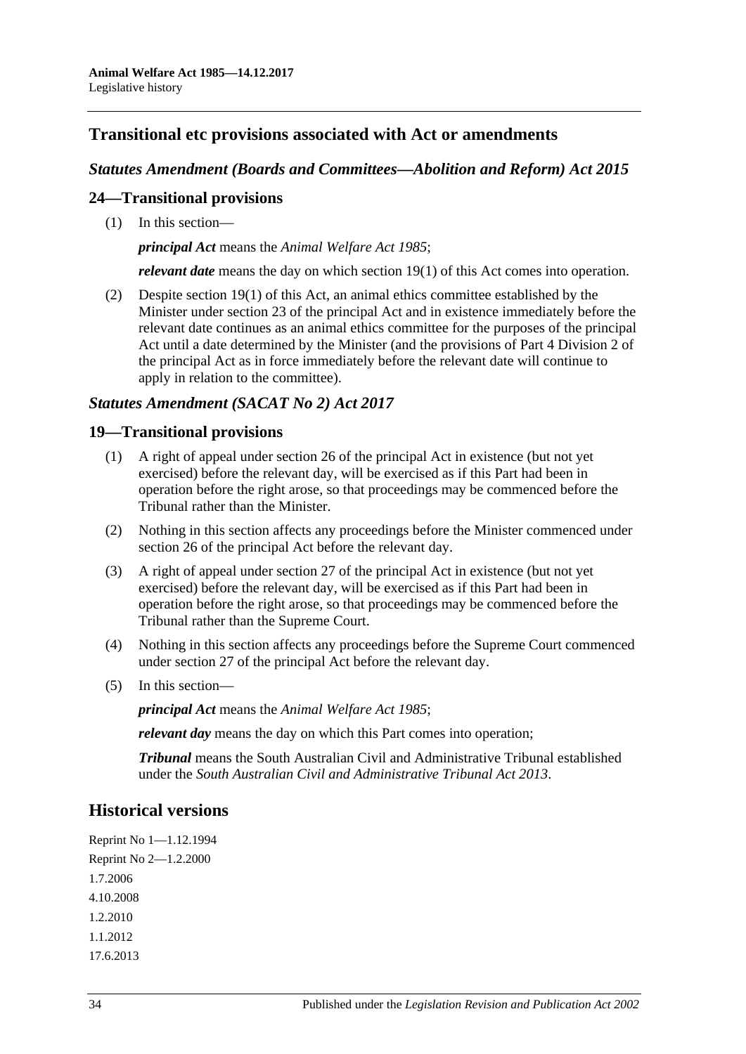## Transitional etc provisions associated with Act or amendments

### *Statutes Amendment (Boards and Committees—Abolition and Reform) Act 2015*

### 24—Transitional provisions

(1) In this section—

***principal Act*** means the *Animal Welfare Act 1985*;

***relevant date*** means the day on which section 19(1) of this Act comes into operation.

(2) Despite section 19(1) of this Act, an animal ethics committee established by the Minister under section 23 of the principal Act and in existence immediately before the relevant date continues as an animal ethics committee for the purposes of the principal Act until a date determined by the Minister (and the provisions of Part 4 Division 2 of the principal Act as in force immediately before the relevant date will continue to apply in relation to the committee).

### *Statutes Amendment (SACAT No 2) Act 2017*

### 19—Transitional provisions

(1) A right of appeal under section 26 of the principal Act in existence (but not yet exercised) before the relevant day, will be exercised as if this Part had been in operation before the right arose, so that proceedings may be commenced before the Tribunal rather than the Minister.

(2) Nothing in this section affects any proceedings before the Minister commenced under section 26 of the principal Act before the relevant day.

(3) A right of appeal under section 27 of the principal Act in existence (but not yet exercised) before the relevant day, will be exercised as if this Part had been in operation before the right arose, so that proceedings may be commenced before the Tribunal rather than the Supreme Court.

(4) Nothing in this section affects any proceedings before the Supreme Court commenced under section 27 of the principal Act before the relevant day.

(5) In this section—

***principal Act*** means the *Animal Welfare Act 1985*;

***relevant day*** means the day on which this Part comes into operation;

***Tribunal*** means the South Australian Civil and Administrative Tribunal established under the *South Australian Civil and Administrative Tribunal Act 2013*.

## Historical versions

Reprint No 1—1.12.1994
Reprint No 2—1.2.2000
1.7.2006
4.10.2008
1.2.2010
1.1.2012
17.6.2013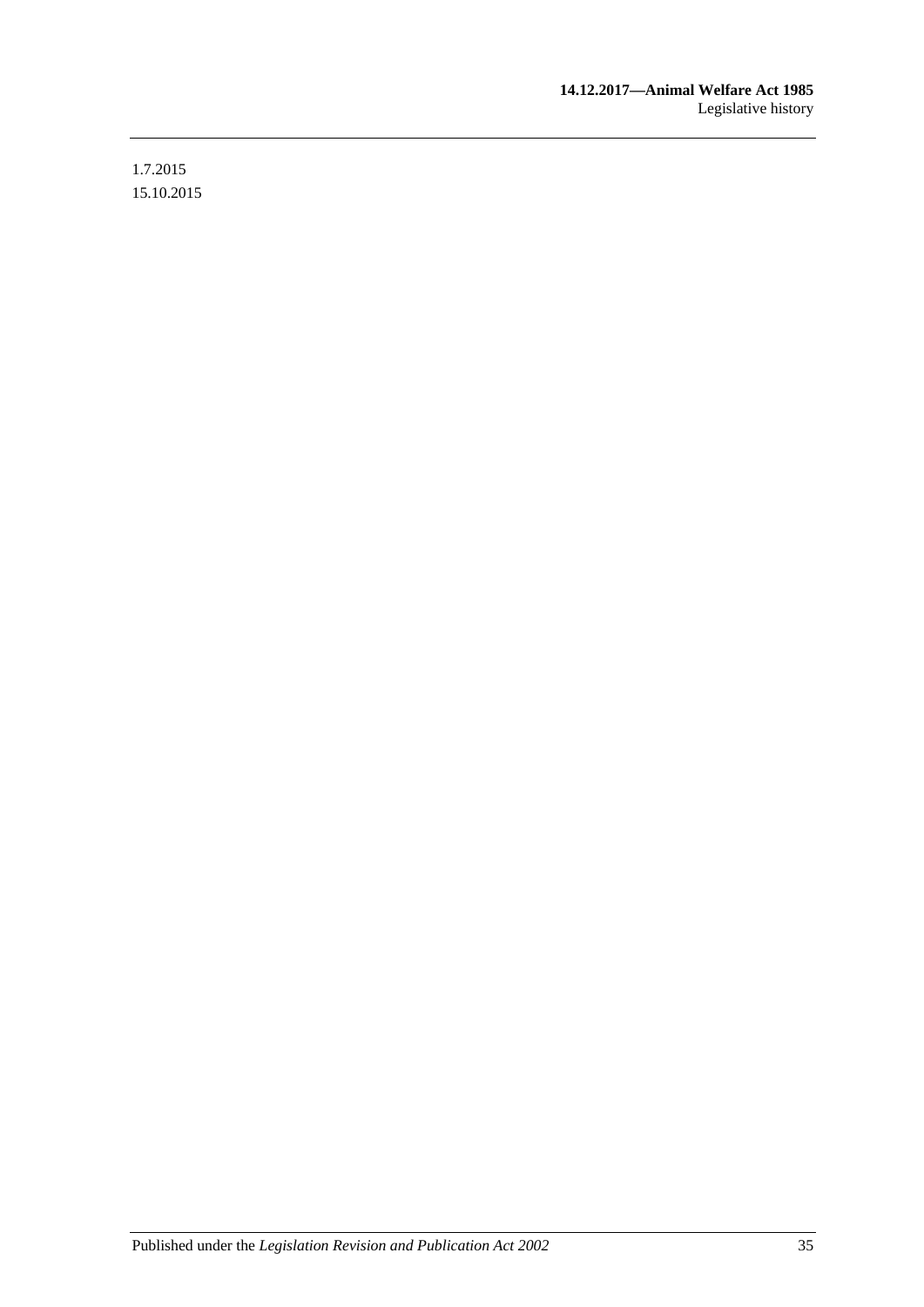1.7.2015

15.10.2015